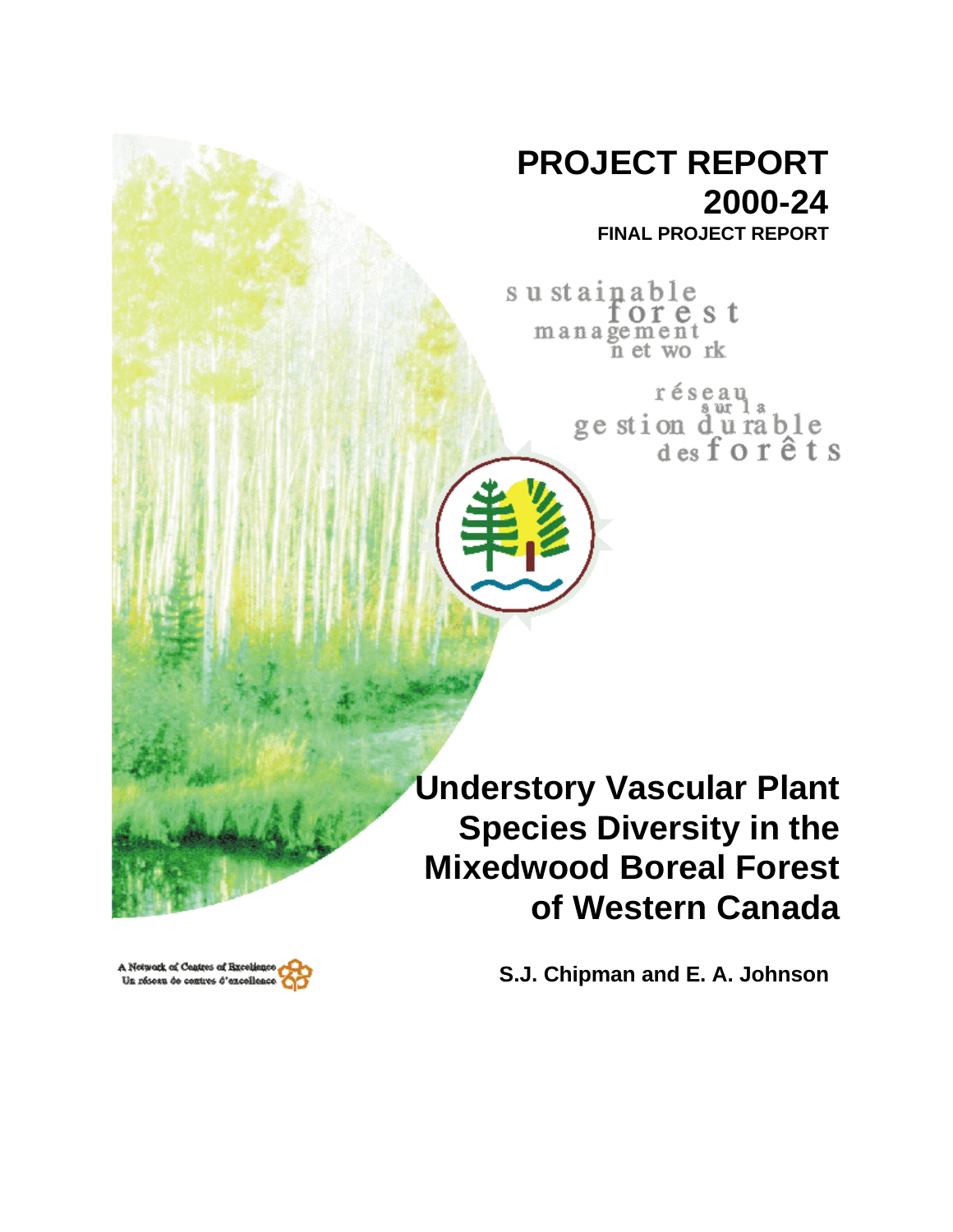# PROJECT REPORT 2000-24

**FINAL PROJECT REPORT**

sustainable forest management network

réseau sur la gestion durable des forêts

# Understory Vascular Plant Species Diversity in the Mixedwood Boreal Forest of Western Canada

**S.J. Chipman and E. A. Johnson**

A Network of Centres of Excellence
Un réseau de centres d'excellence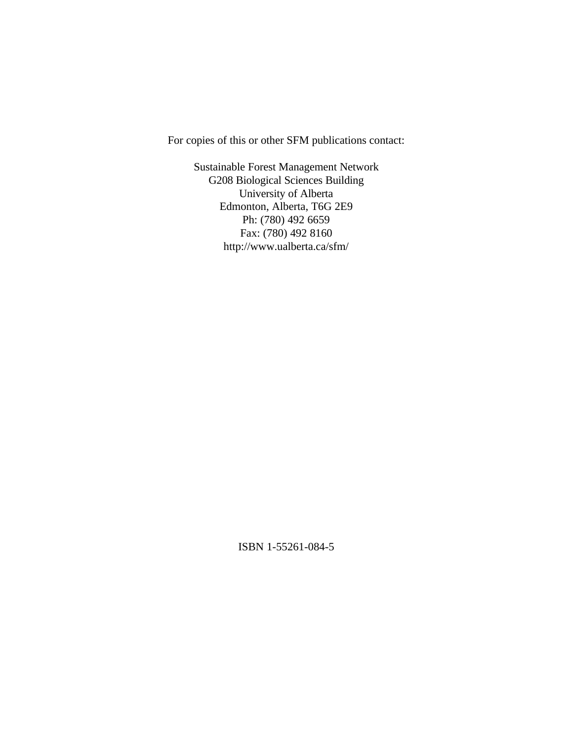For copies of this or other SFM publications contact:

Sustainable Forest Management Network  
G208 Biological Sciences Building  
University of Alberta  
Edmonton, Alberta, T6G 2E9  
Ph: (780) 492 6659  
Fax: (780) 492 8160  
http://www.ualberta.ca/sfm/

ISBN 1-55261-084-5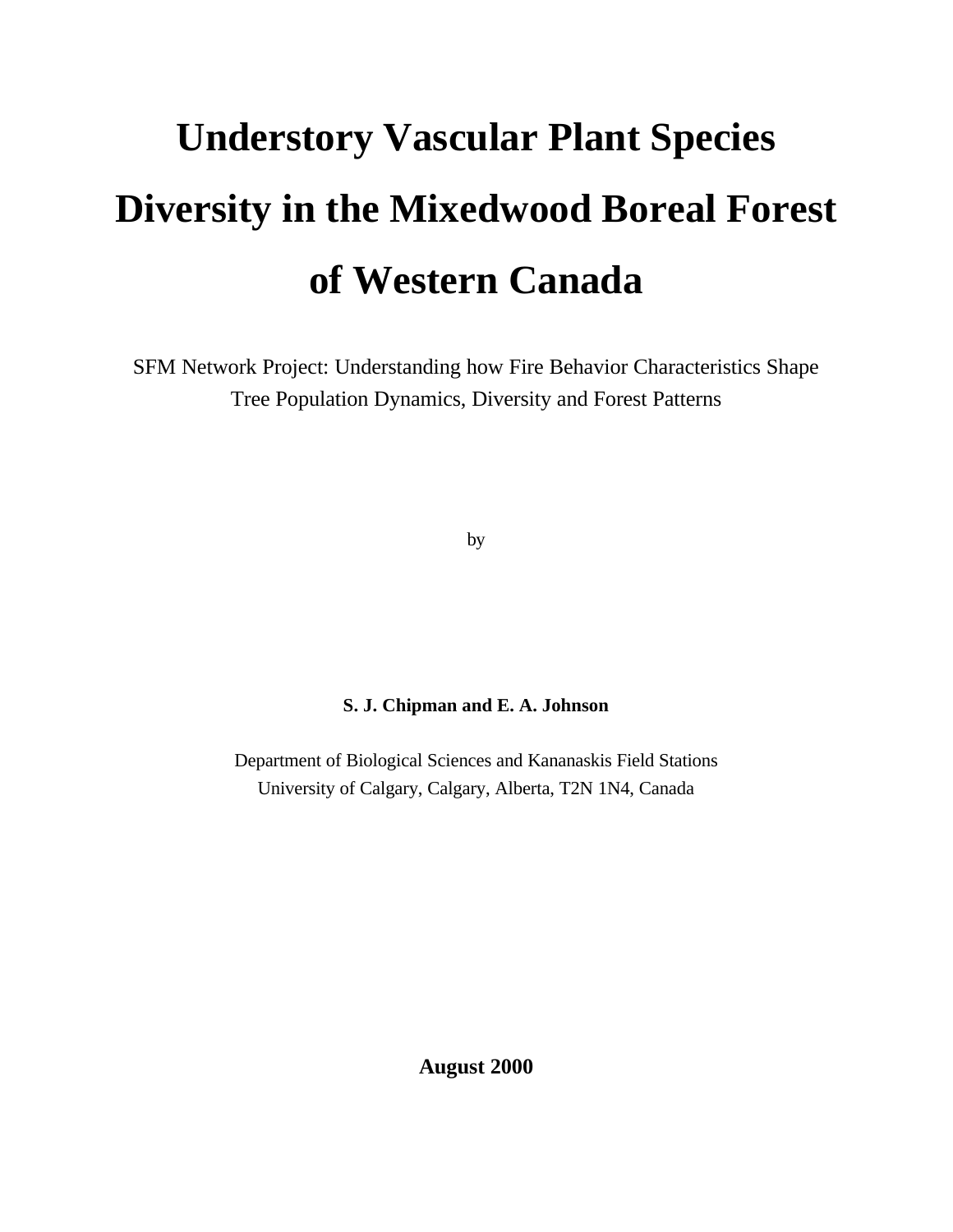# Understory Vascular Plant Species Diversity in the Mixedwood Boreal Forest of Western Canada

SFM Network Project: Understanding how Fire Behavior Characteristics Shape Tree Population Dynamics, Diversity and Forest Patterns

by

**S. J. Chipman and E. A. Johnson**

Department of Biological Sciences and Kananaskis Field Stations
University of Calgary, Calgary, Alberta, T2N 1N4, Canada

**August 2000**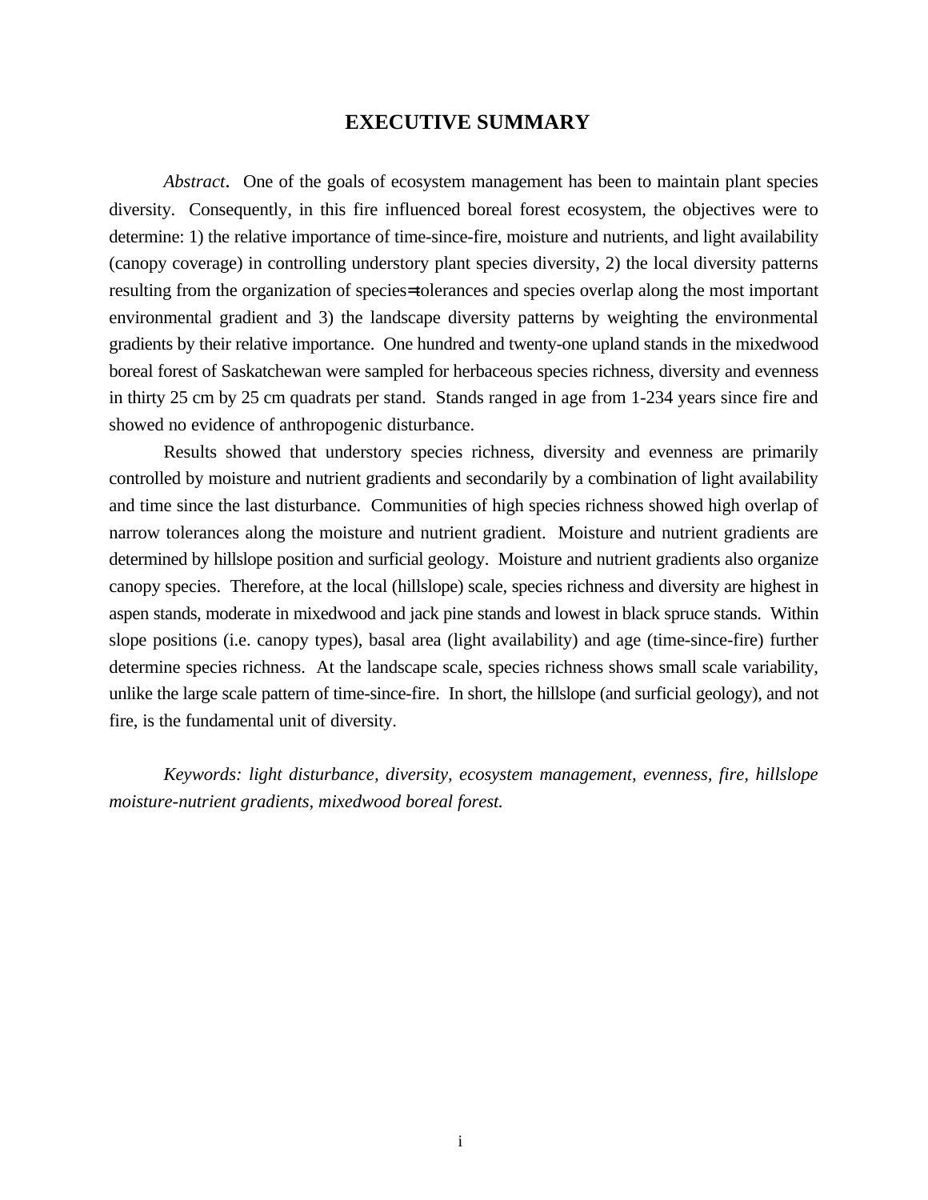# EXECUTIVE SUMMARY

*Abstract*. One of the goals of ecosystem management has been to maintain plant species diversity. Consequently, in this fire influenced boreal forest ecosystem, the objectives were to determine: 1) the relative importance of time-since-fire, moisture and nutrients, and light availability (canopy coverage) in controlling understory plant species diversity, 2) the local diversity patterns resulting from the organization of species=tolerances and species overlap along the most important environmental gradient and 3) the landscape diversity patterns by weighting the environmental gradients by their relative importance. One hundred and twenty-one upland stands in the mixedwood boreal forest of Saskatchewan were sampled for herbaceous species richness, diversity and evenness in thirty 25 cm by 25 cm quadrats per stand. Stands ranged in age from 1-234 years since fire and showed no evidence of anthropogenic disturbance.

Results showed that understory species richness, diversity and evenness are primarily controlled by moisture and nutrient gradients and secondarily by a combination of light availability and time since the last disturbance. Communities of high species richness showed high overlap of narrow tolerances along the moisture and nutrient gradient. Moisture and nutrient gradients are determined by hillslope position and surficial geology. Moisture and nutrient gradients also organize canopy species. Therefore, at the local (hillslope) scale, species richness and diversity are highest in aspen stands, moderate in mixedwood and jack pine stands and lowest in black spruce stands. Within slope positions (i.e. canopy types), basal area (light availability) and age (time-since-fire) further determine species richness. At the landscape scale, species richness shows small scale variability, unlike the large scale pattern of time-since-fire. In short, the hillslope (and surficial geology), and not fire, is the fundamental unit of diversity.

*Keywords: light disturbance, diversity, ecosystem management, evenness, fire, hillslope moisture-nutrient gradients, mixedwood boreal forest.*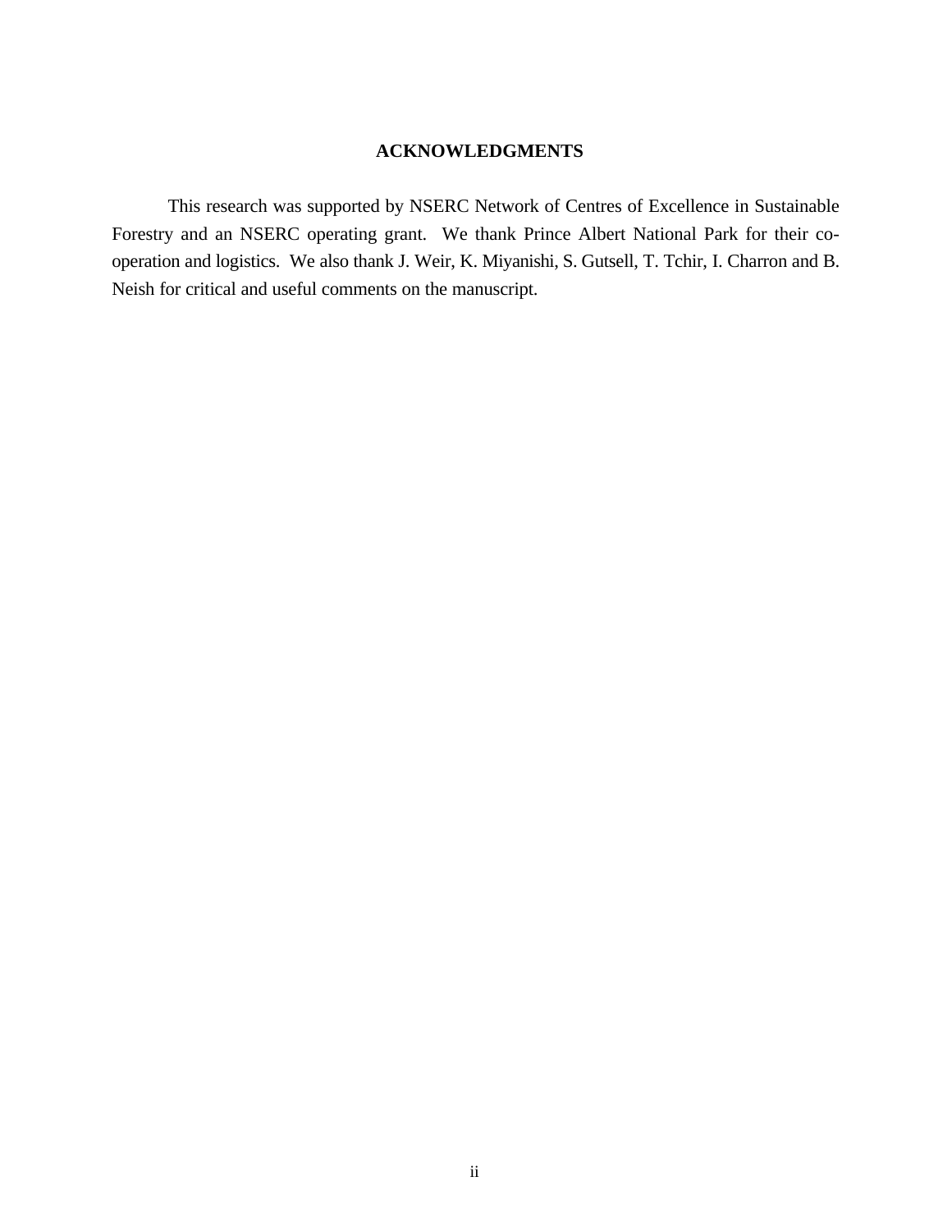## ACKNOWLEDGMENTS

This research was supported by NSERC Network of Centres of Excellence in Sustainable Forestry and an NSERC operating grant. We thank Prince Albert National Park for their co-operation and logistics. We also thank J. Weir, K. Miyanishi, S. Gutsell, T. Tchir, I. Charron and B. Neish for critical and useful comments on the manuscript.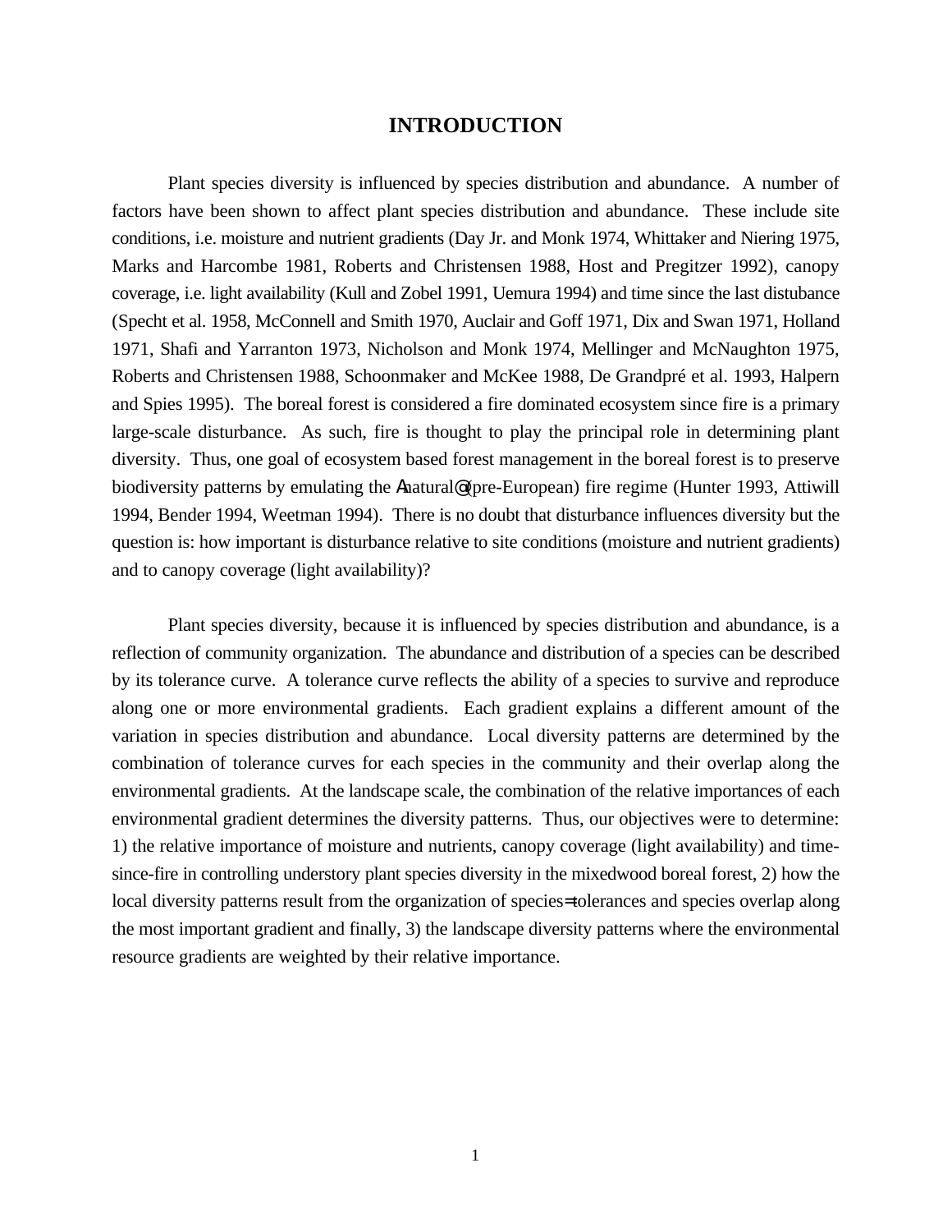# INTRODUCTION

Plant species diversity is influenced by species distribution and abundance. A number of factors have been shown to affect plant species distribution and abundance. These include site conditions, i.e. moisture and nutrient gradients (Day Jr. and Monk 1974, Whittaker and Niering 1975, Marks and Harcombe 1981, Roberts and Christensen 1988, Host and Pregitzer 1992), canopy coverage, i.e. light availability (Kull and Zobel 1991, Uemura 1994) and time since the last distubance (Specht et al. 1958, McConnell and Smith 1970, Auclair and Goff 1971, Dix and Swan 1971, Holland 1971, Shafi and Yarranton 1973, Nicholson and Monk 1974, Mellinger and McNaughton 1975, Roberts and Christensen 1988, Schoonmaker and McKee 1988, De Grandpré et al. 1993, Halpern and Spies 1995). The boreal forest is considered a fire dominated ecosystem since fire is a primary large-scale disturbance. As such, fire is thought to play the principal role in determining plant diversity. Thus, one goal of ecosystem based forest management in the boreal forest is to preserve biodiversity patterns by emulating the Anatural@ (pre-European) fire regime (Hunter 1993, Attiwill 1994, Bender 1994, Weetman 1994). There is no doubt that disturbance influences diversity but the question is: how important is disturbance relative to site conditions (moisture and nutrient gradients) and to canopy coverage (light availability)?

Plant species diversity, because it is influenced by species distribution and abundance, is a reflection of community organization. The abundance and distribution of a species can be described by its tolerance curve. A tolerance curve reflects the ability of a species to survive and reproduce along one or more environmental gradients. Each gradient explains a different amount of the variation in species distribution and abundance. Local diversity patterns are determined by the combination of tolerance curves for each species in the community and their overlap along the environmental gradients. At the landscape scale, the combination of the relative importances of each environmental gradient determines the diversity patterns. Thus, our objectives were to determine: 1) the relative importance of moisture and nutrients, canopy coverage (light availability) and time-since-fire in controlling understory plant species diversity in the mixedwood boreal forest, 2) how the local diversity patterns result from the organization of species= tolerances and species overlap along the most important gradient and finally, 3) the landscape diversity patterns where the environmental resource gradients are weighted by their relative importance.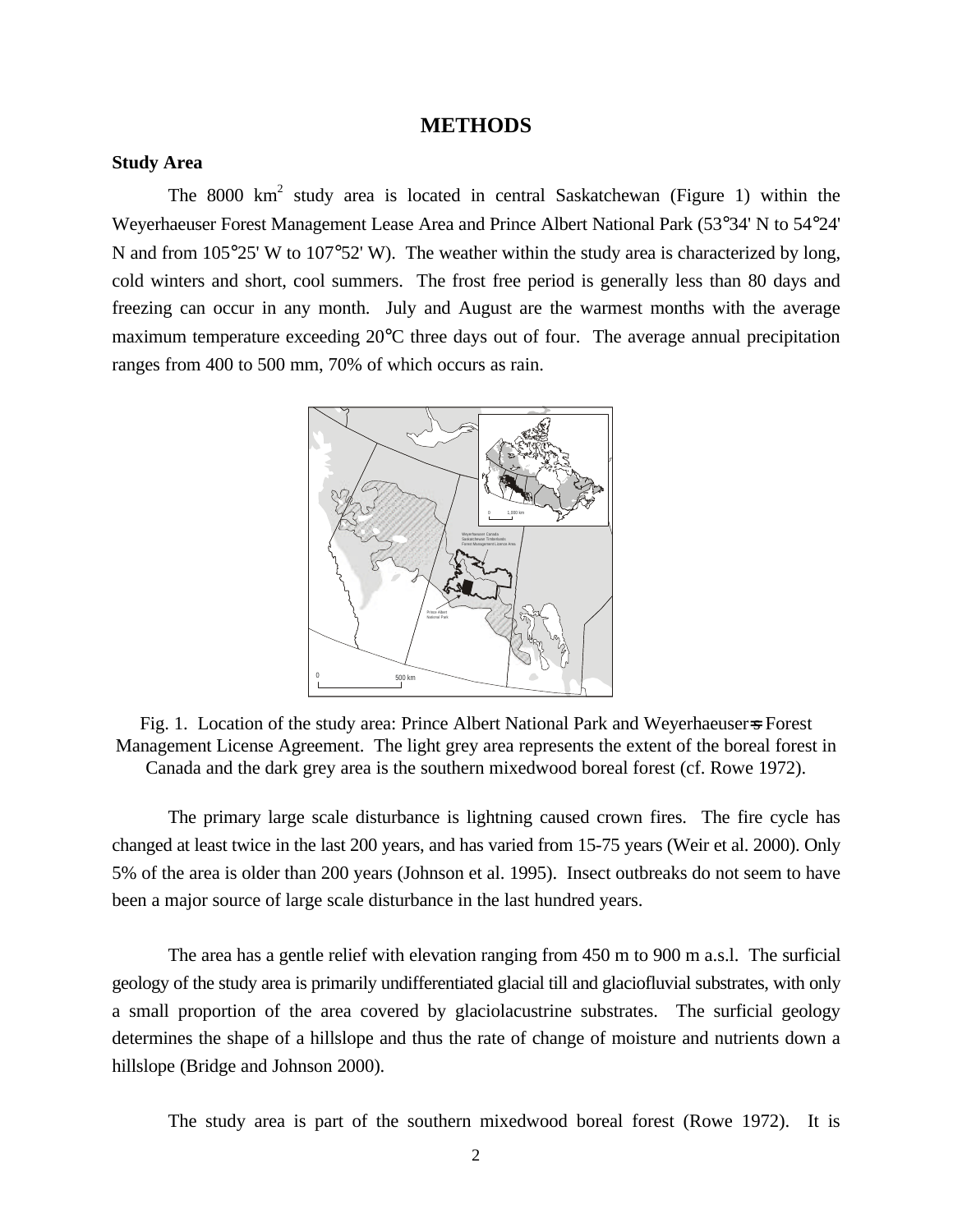# METHODS

## Study Area

The 8000 km$^2$ study area is located in central Saskatchewan (Figure 1) within the Weyerhaeuser Forest Management Lease Area and Prince Albert National Park (53°34' N to 54°24' N and from 105°25' W to 107°52' W). The weather within the study area is characterized by long, cold winters and short, cool summers. The frost free period is generally less than 80 days and freezing can occur in any month. July and August are the warmest months with the average maximum temperature exceeding 20°C three days out of four. The average annual precipitation ranges from 400 to 500 mm, 70% of which occurs as rain.

Fig. 1. Location of the study area: Prince Albert National Park and Weyerhaeuser=s Forest Management License Agreement. The light grey area represents the extent of the boreal forest in Canada and the dark grey area is the southern mixedwood boreal forest (cf. Rowe 1972).

The primary large scale disturbance is lightning caused crown fires. The fire cycle has changed at least twice in the last 200 years, and has varied from 15-75 years (Weir et al. 2000). Only 5% of the area is older than 200 years (Johnson et al. 1995). Insect outbreaks do not seem to have been a major source of large scale disturbance in the last hundred years.

The area has a gentle relief with elevation ranging from 450 m to 900 m a.s.l. The surficial geology of the study area is primarily undifferentiated glacial till and glaciofluvial substrates, with only a small proportion of the area covered by glaciolacustrine substrates. The surficial geology determines the shape of a hillslope and thus the rate of change of moisture and nutrients down a hillslope (Bridge and Johnson 2000).

The study area is part of the southern mixedwood boreal forest (Rowe 1972). It is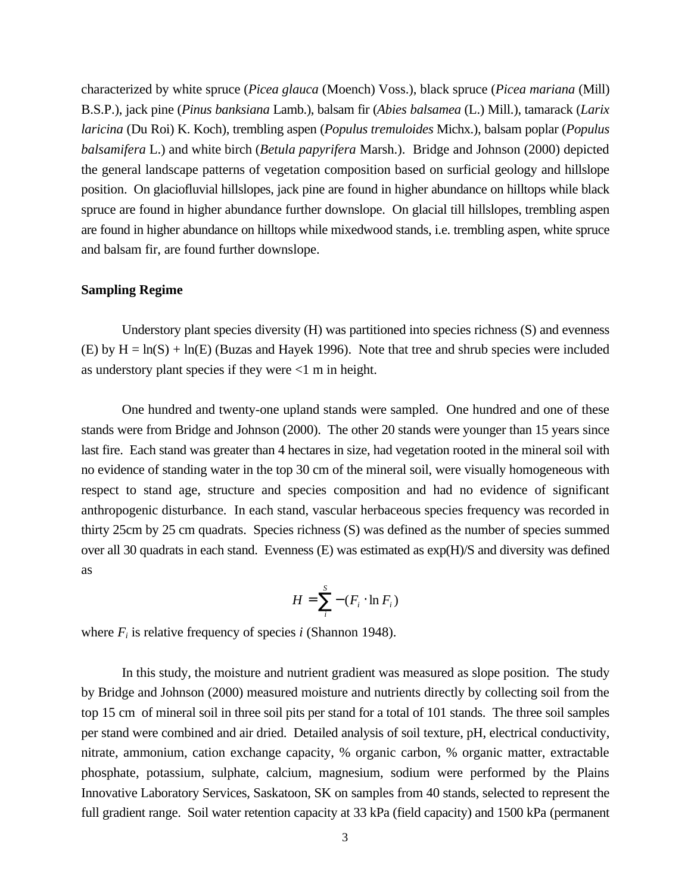characterized by white spruce (*Picea glauca* (Moench) Voss.), black spruce (*Picea mariana* (Mill) B.S.P.), jack pine (*Pinus banksiana* Lamb.), balsam fir (*Abies balsamea* (L.) Mill.), tamarack (*Larix laricina* (Du Roi) K. Koch), trembling aspen (*Populus tremuloides* Michx.), balsam poplar (*Populus balsamifera* L.) and white birch (*Betula papyrifera* Marsh.). Bridge and Johnson (2000) depicted the general landscape patterns of vegetation composition based on surficial geology and hillslope position. On glaciofluvial hillslopes, jack pine are found in higher abundance on hilltops while black spruce are found in higher abundance further downslope. On glacial till hillslopes, trembling aspen are found in higher abundance on hilltops while mixedwood stands, i.e. trembling aspen, white spruce and balsam fir, are found further downslope.

**Sampling Regime**

Understory plant species diversity (H) was partitioned into species richness (S) and evenness (E) by H = ln(S) + ln(E) (Buzas and Hayek 1996). Note that tree and shrub species were included as understory plant species if they were <1 m in height.

One hundred and twenty-one upland stands were sampled. One hundred and one of these stands were from Bridge and Johnson (2000). The other 20 stands were younger than 15 years since last fire. Each stand was greater than 4 hectares in size, had vegetation rooted in the mineral soil with no evidence of standing water in the top 30 cm of the mineral soil, were visually homogeneous with respect to stand age, structure and species composition and had no evidence of significant anthropogenic disturbance. In each stand, vascular herbaceous species frequency was recorded in thirty 25cm by 25 cm quadrats. Species richness (S) was defined as the number of species summed over all 30 quadrats in each stand. Evenness (E) was estimated as exp(H)/S and diversity was defined as

$$H = \sum_{i}^{S} -(F_i \cdot \ln F_i)$$

where $F_i$ is relative frequency of species *i* (Shannon 1948).

In this study, the moisture and nutrient gradient was measured as slope position. The study by Bridge and Johnson (2000) measured moisture and nutrients directly by collecting soil from the top 15 cm of mineral soil in three soil pits per stand for a total of 101 stands. The three soil samples per stand were combined and air dried. Detailed analysis of soil texture, pH, electrical conductivity, nitrate, ammonium, cation exchange capacity, % organic carbon, % organic matter, extractable phosphate, potassium, sulphate, calcium, magnesium, sodium were performed by the Plains Innovative Laboratory Services, Saskatoon, SK on samples from 40 stands, selected to represent the full gradient range. Soil water retention capacity at 33 kPa (field capacity) and 1500 kPa (permanent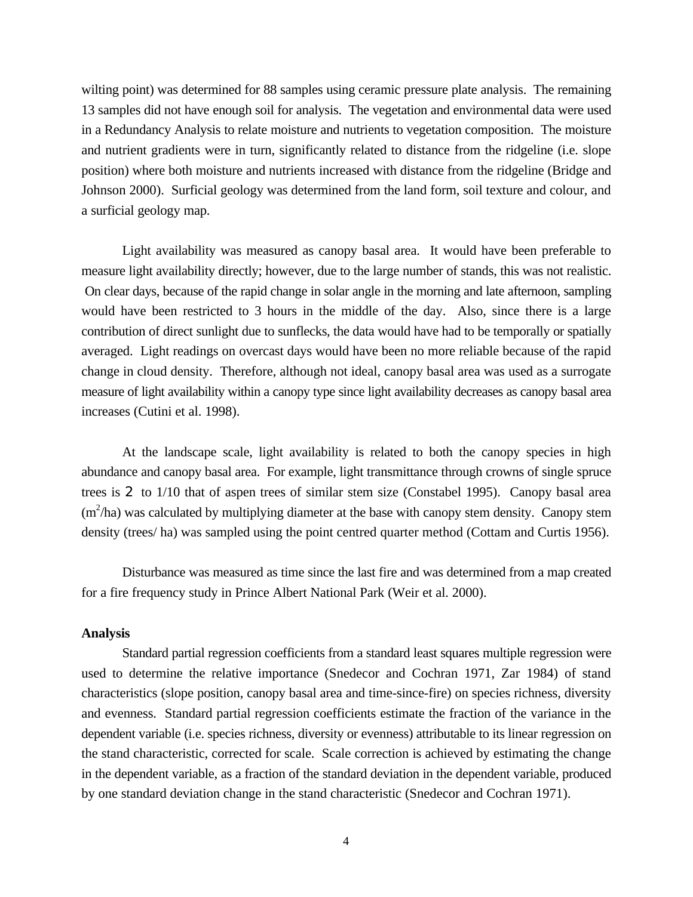wilting point) was determined for 88 samples using ceramic pressure plate analysis. The remaining 13 samples did not have enough soil for analysis. The vegetation and environmental data were used in a Redundancy Analysis to relate moisture and nutrients to vegetation composition. The moisture and nutrient gradients were in turn, significantly related to distance from the ridgeline (i.e. slope position) where both moisture and nutrients increased with distance from the ridgeline (Bridge and Johnson 2000). Surficial geology was determined from the land form, soil texture and colour, and a surficial geology map.

Light availability was measured as canopy basal area. It would have been preferable to measure light availability directly; however, due to the large number of stands, this was not realistic. On clear days, because of the rapid change in solar angle in the morning and late afternoon, sampling would have been restricted to 3 hours in the middle of the day. Also, since there is a large contribution of direct sunlight due to sunflecks, the data would have had to be temporally or spatially averaged. Light readings on overcast days would have been no more reliable because of the rapid change in cloud density. Therefore, although not ideal, canopy basal area was used as a surrogate measure of light availability within a canopy type since light availability decreases as canopy basal area increases (Cutini et al. 1998).

At the landscape scale, light availability is related to both the canopy species in high abundance and canopy basal area. For example, light transmittance through crowns of single spruce trees is 2 to 1/10 that of aspen trees of similar stem size (Constabel 1995). Canopy basal area ($m^2$/ha) was calculated by multiplying diameter at the base with canopy stem density. Canopy stem density (trees/ ha) was sampled using the point centred quarter method (Cottam and Curtis 1956).

Disturbance was measured as time since the last fire and was determined from a map created for a fire frequency study in Prince Albert National Park (Weir et al. 2000).

**Analysis**

Standard partial regression coefficients from a standard least squares multiple regression were used to determine the relative importance (Snedecor and Cochran 1971, Zar 1984) of stand characteristics (slope position, canopy basal area and time-since-fire) on species richness, diversity and evenness. Standard partial regression coefficients estimate the fraction of the variance in the dependent variable (i.e. species richness, diversity or evenness) attributable to its linear regression on the stand characteristic, corrected for scale. Scale correction is achieved by estimating the change in the dependent variable, as a fraction of the standard deviation in the dependent variable, produced by one standard deviation change in the stand characteristic (Snedecor and Cochran 1971).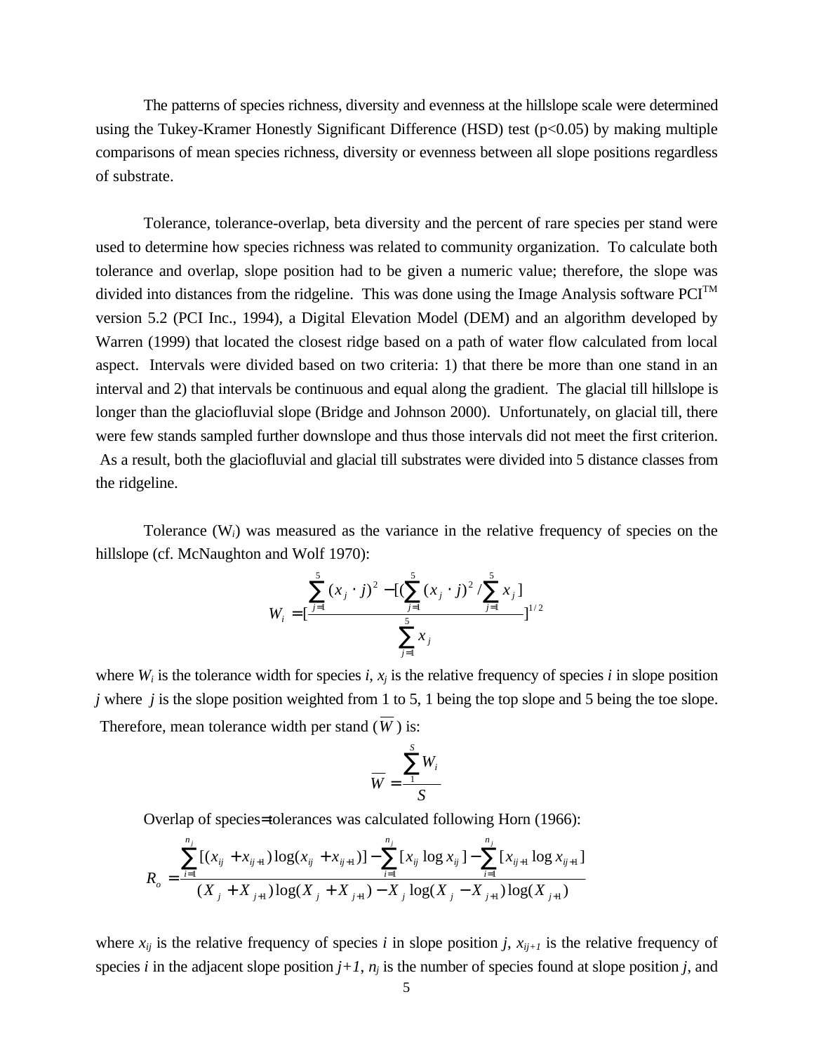The patterns of species richness, diversity and evenness at the hillslope scale were determined using the Tukey-Kramer Honestly Significant Difference (HSD) test ($p<0.05$) by making multiple comparisons of mean species richness, diversity or evenness between all slope positions regardless of substrate.

Tolerance, tolerance-overlap, beta diversity and the percent of rare species per stand were used to determine how species richness was related to community organization. To calculate both tolerance and overlap, slope position had to be given a numeric value; therefore, the slope was divided into distances from the ridgeline. This was done using the Image Analysis software PCI™ version 5.2 (PCI Inc., 1994), a Digital Elevation Model (DEM) and an algorithm developed by Warren (1999) that located the closest ridge based on a path of water flow calculated from local aspect. Intervals were divided based on two criteria: 1) that there be more than one stand in an interval and 2) that intervals be continuous and equal along the gradient. The glacial till hillslope is longer than the glaciofluvial slope (Bridge and Johnson 2000). Unfortunately, on glacial till, there were few stands sampled further downslope and thus those intervals did not meet the first criterion. As a result, both the glaciofluvial and glacial till substrates were divided into 5 distance classes from the ridgeline.

Tolerance ($W_i$) was measured as the variance in the relative frequency of species on the hillslope (cf. McNaughton and Wolf 1970):

$$W_i = \left[\frac{\sum_{j=1}^{5}(x_j \cdot j)^2 - [(\sum_{j=1}^{5}(x_j \cdot j)^2 / \sum_{j=1}^{5} x_j]}{\sum_{j=1}^{5} x_j}\right]^{1/2}$$

where $W_i$ is the tolerance width for species $i$, $x_j$ is the relative frequency of species $i$ in slope position $j$ where $j$ is the slope position weighted from 1 to 5, 1 being the top slope and 5 being the toe slope. Therefore, mean tolerance width per stand ($\overline{W}$) is:

$$\overline{W} = \frac{\sum_{1}^{S} W_i}{S}$$

Overlap of species=tolerances was calculated following Horn (1966):

$$R_o = \frac{\sum_{i=1}^{n_j}[(x_{ij} + x_{ij+1})\log(x_{ij} + x_{ij+1})] - \sum_{i=1}^{n_j}[x_{ij}\log x_{ij}] - \sum_{i=1}^{n_j}[x_{ij+1}\log x_{ij+1}]}{(X_j + X_{j+1})\log(X_j + X_{j+1}) - X_j \log(X_j - X_{j+1})\log(X_{j+1})}$$

where $x_{ij}$ is the relative frequency of species $i$ in slope position $j$, $x_{ij+1}$ is the relative frequency of species $i$ in the adjacent slope position $j+1$, $n_j$ is the number of species found at slope position $j$, and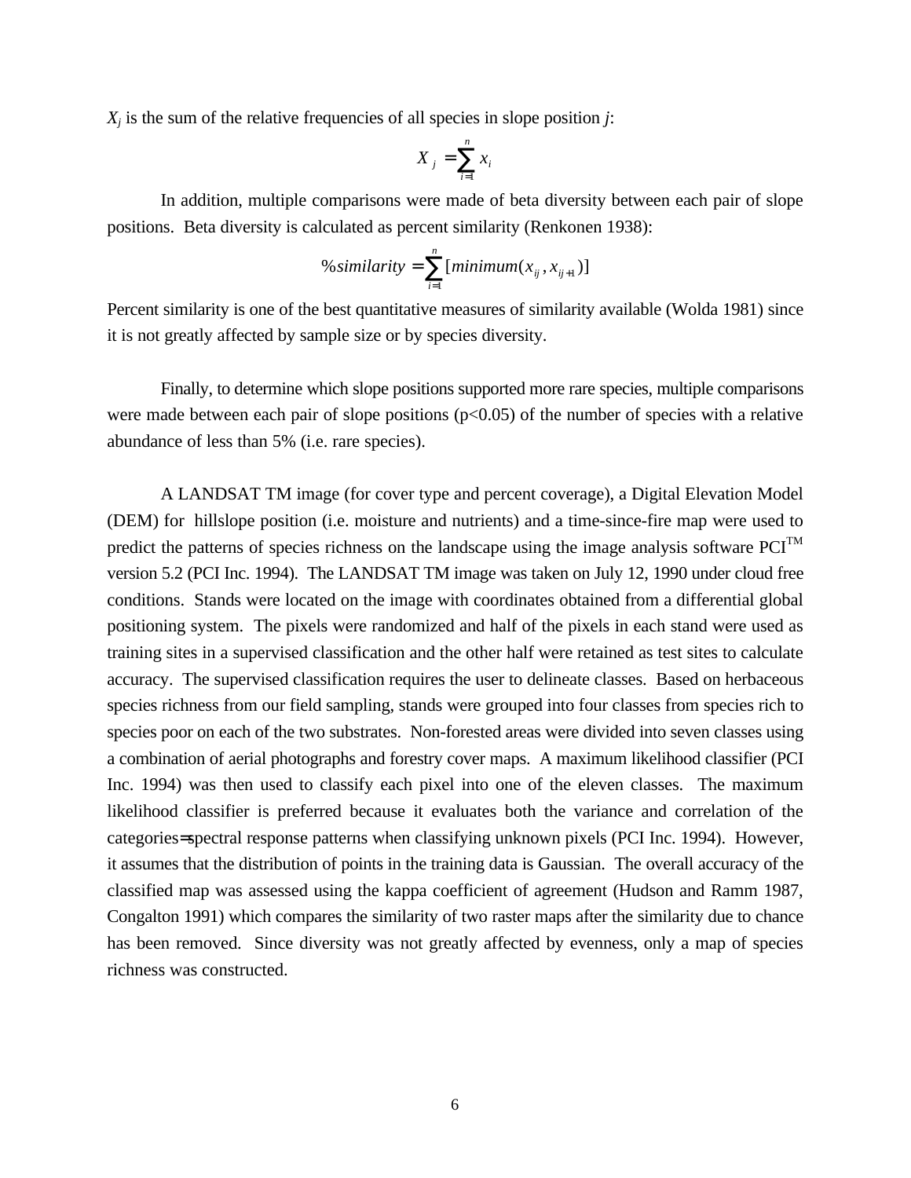$X_j$ is the sum of the relative frequencies of all species in slope position *j*:

$$X_j = \sum_{i=1}^{n} x_i$$

In addition, multiple comparisons were made of beta diversity between each pair of slope positions. Beta diversity is calculated as percent similarity (Renkonen 1938):

$$\%similarity = \sum_{i=1}^{n} [minimum(x_{ij}, x_{ij+1})]$$

Percent similarity is one of the best quantitative measures of similarity available (Wolda 1981) since it is not greatly affected by sample size or by species diversity.

Finally, to determine which slope positions supported more rare species, multiple comparisons were made between each pair of slope positions ($p<0.05$) of the number of species with a relative abundance of less than 5% (i.e. rare species).

A LANDSAT TM image (for cover type and percent coverage), a Digital Elevation Model (DEM) for hillslope position (i.e. moisture and nutrients) and a time-since-fire map were used to predict the patterns of species richness on the landscape using the image analysis software PCI™ version 5.2 (PCI Inc. 1994). The LANDSAT TM image was taken on July 12, 1990 under cloud free conditions. Stands were located on the image with coordinates obtained from a differential global positioning system. The pixels were randomized and half of the pixels in each stand were used as training sites in a supervised classification and the other half were retained as test sites to calculate accuracy. The supervised classification requires the user to delineate classes. Based on herbaceous species richness from our field sampling, stands were grouped into four classes from species rich to species poor on each of the two substrates. Non-forested areas were divided into seven classes using a combination of aerial photographs and forestry cover maps. A maximum likelihood classifier (PCI Inc. 1994) was then used to classify each pixel into one of the eleven classes. The maximum likelihood classifier is preferred because it evaluates both the variance and correlation of the categories=spectral response patterns when classifying unknown pixels (PCI Inc. 1994). However, it assumes that the distribution of points in the training data is Gaussian. The overall accuracy of the classified map was assessed using the kappa coefficient of agreement (Hudson and Ramm 1987, Congalton 1991) which compares the similarity of two raster maps after the similarity due to chance has been removed. Since diversity was not greatly affected by evenness, only a map of species richness was constructed.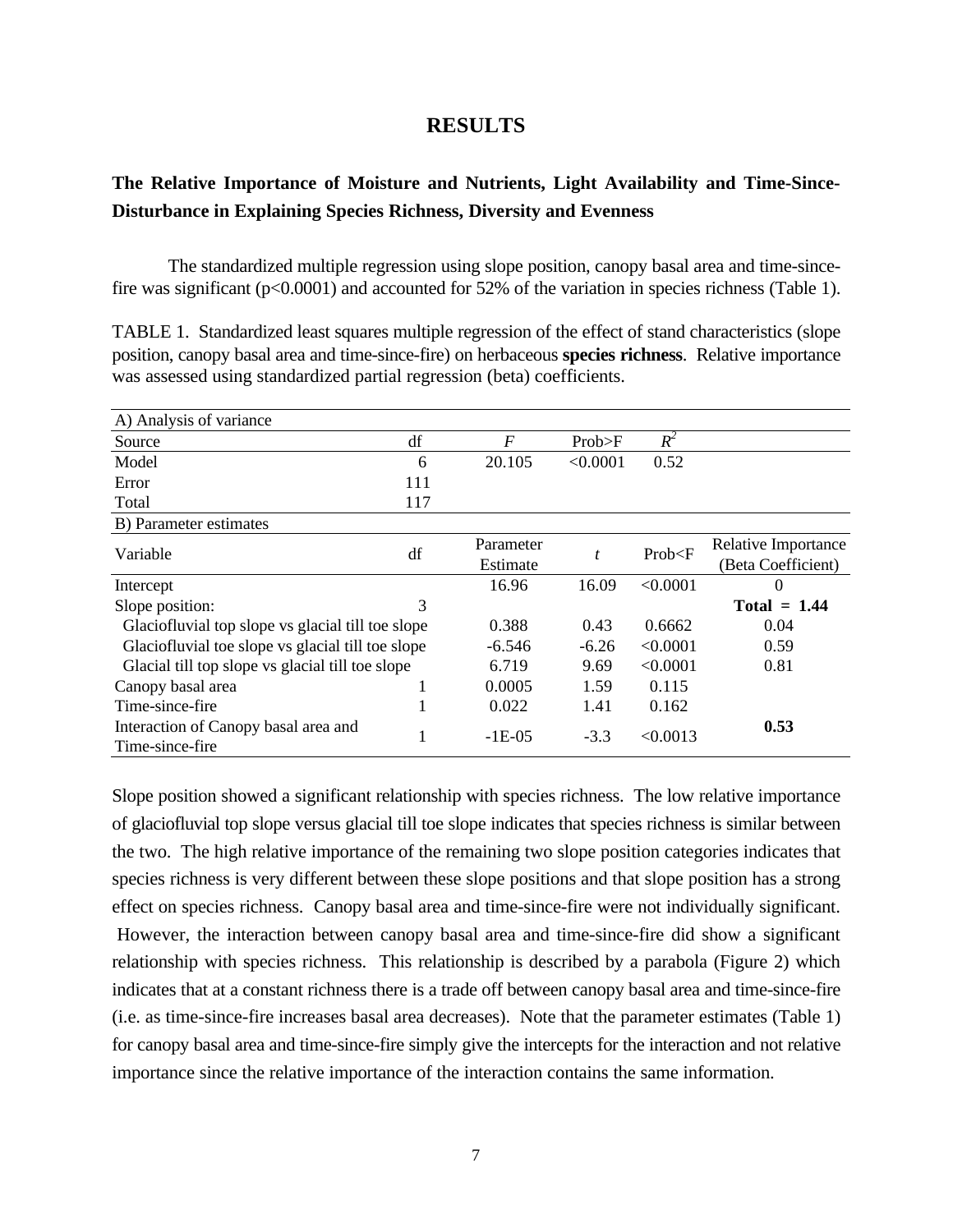# RESULTS

## The Relative Importance of Moisture and Nutrients, Light Availability and Time-Since-Disturbance in Explaining Species Richness, Diversity and Evenness

The standardized multiple regression using slope position, canopy basal area and time-since-fire was significant (p<0.0001) and accounted for 52% of the variation in species richness (Table 1).

TABLE 1. Standardized least squares multiple regression of the effect of stand characteristics (slope position, canopy basal area and time-since-fire) on herbaceous **species richness**. Relative importance was assessed using standardized partial regression (beta) coefficients.

| A) Analysis of variance | | | | | |
|---|---|---|---|---|---|
| Source | df | *F* | Prob>F | $R^2$ | |
| Model | 6 | 20.105 | <0.0001 | 0.52 | |
| Error | 111 | | | | |
| Total | 117 | | | | |
| **B) Parameter estimates** | | | | | |
| Variable | df | Parameter Estimate | *t* | Prob<F | Relative Importance (Beta Coefficient) |
| Intercept | | 16.96 | 16.09 | <0.0001 | 0 |
| Slope position: | 3 | | | | **Total = 1.44** |
| Glaciofluvial top slope vs glacial till toe slope | | 0.388 | 0.43 | 0.6662 | 0.04 |
| Glaciofluvial toe slope vs glacial till toe slope | | -6.546 | -6.26 | <0.0001 | 0.59 |
| Glacial till top slope vs glacial till toe slope | | 6.719 | 9.69 | <0.0001 | 0.81 |
| Canopy basal area | 1 | 0.0005 | 1.59 | 0.115 | |
| Time-since-fire | 1 | 0.022 | 1.41 | 0.162 | |
| Interaction of Canopy basal area and Time-since-fire | 1 | -1E-05 | -3.3 | <0.0013 | **0.53** |

Slope position showed a significant relationship with species richness. The low relative importance of glaciofluvial top slope versus glacial till toe slope indicates that species richness is similar between the two. The high relative importance of the remaining two slope position categories indicates that species richness is very different between these slope positions and that slope position has a strong effect on species richness. Canopy basal area and time-since-fire were not individually significant. However, the interaction between canopy basal area and time-since-fire did show a significant relationship with species richness. This relationship is described by a parabola (Figure 2) which indicates that at a constant richness there is a trade off between canopy basal area and time-since-fire (i.e. as time-since-fire increases basal area decreases). Note that the parameter estimates (Table 1) for canopy basal area and time-since-fire simply give the intercepts for the interaction and not relative importance since the relative importance of the interaction contains the same information.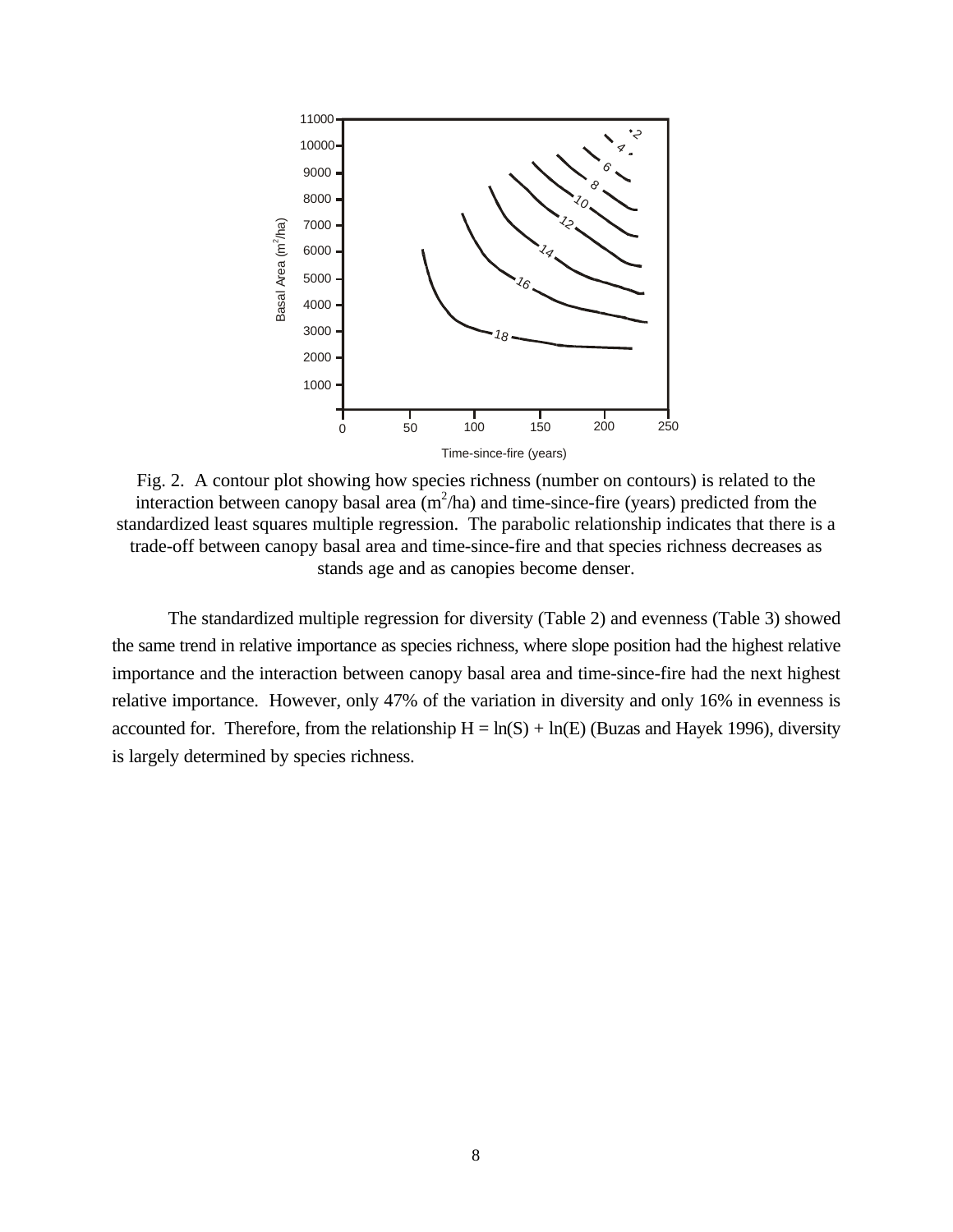Fig. 2. A contour plot showing how species richness (number on contours) is related to the interaction between canopy basal area ($m^2$/ha) and time-since-fire (years) predicted from the standardized least squares multiple regression. The parabolic relationship indicates that there is a trade-off between canopy basal area and time-since-fire and that species richness decreases as stands age and as canopies become denser.

The standardized multiple regression for diversity (Table 2) and evenness (Table 3) showed the same trend in relative importance as species richness, where slope position had the highest relative importance and the interaction between canopy basal area and time-since-fire had the next highest relative importance. However, only 47% of the variation in diversity and only 16% in evenness is accounted for. Therefore, from the relationship $H = \ln(S) + \ln(E)$ (Buzas and Hayek 1996), diversity is largely determined by species richness.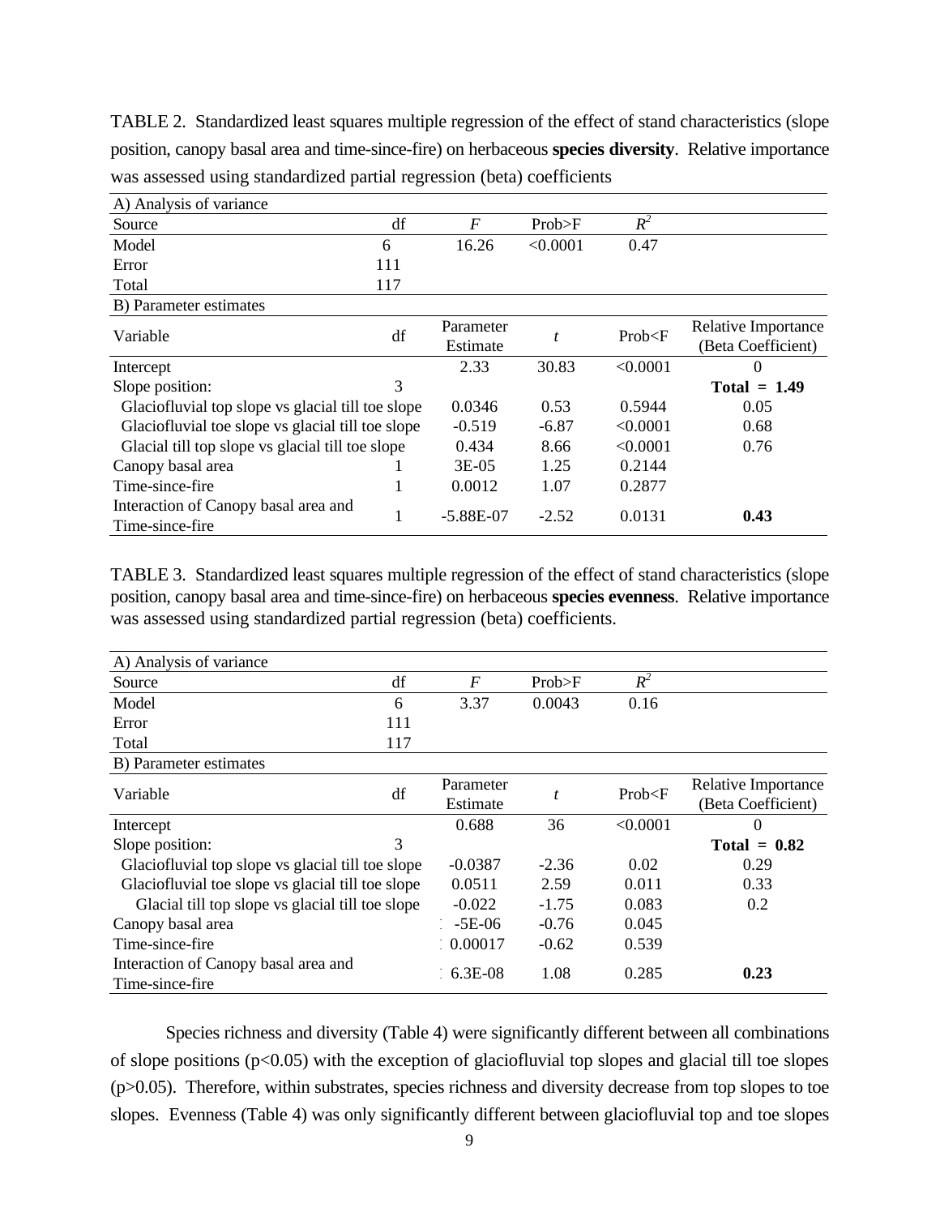TABLE 2. Standardized least squares multiple regression of the effect of stand characteristics (slope position, canopy basal area and time-since-fire) on herbaceous **species diversity**. Relative importance was assessed using standardized partial regression (beta) coefficients

| A) Analysis of variance | | | | | |
|---|---|---|---|---|---|
| Source | df | *F* | Prob>F | $R^2$ | |
| Model | 6 | 16.26 | <0.0001 | 0.47 | |
| Error | 111 | | | | |
| Total | 117 | | | | |
| **B) Parameter estimates** | | | | | |
| Variable | df | Parameter Estimate | *t* | Prob<F | Relative Importance (Beta Coefficient) |
| Intercept | | 2.33 | 30.83 | <0.0001 | 0 |
| Slope position: | 3 | | | | **Total = 1.49** |
| Glaciofluvial top slope vs glacial till toe slope | | 0.0346 | 0.53 | 0.5944 | 0.05 |
| Glaciofluvial toe slope vs glacial till toe slope | | -0.519 | -6.87 | <0.0001 | 0.68 |
| Glacial till top slope vs glacial till toe slope | | 0.434 | 8.66 | <0.0001 | 0.76 |
| Canopy basal area | 1 | 3E-05 | 1.25 | 0.2144 | |
| Time-since-fire | 1 | 0.0012 | 1.07 | 0.2877 | |
| Interaction of Canopy basal area and Time-since-fire | 1 | -5.88E-07 | -2.52 | 0.0131 | **0.43** |

TABLE 3. Standardized least squares multiple regression of the effect of stand characteristics (slope position, canopy basal area and time-since-fire) on herbaceous **species evenness**. Relative importance was assessed using standardized partial regression (beta) coefficients.

| A) Analysis of variance | | | | | |
|---|---|---|---|---|---|
| Source | df | *F* | Prob>F | $R^2$ | |
| Model | 6 | 3.37 | 0.0043 | 0.16 | |
| Error | 111 | | | | |
| Total | 117 | | | | |
| **B) Parameter estimates** | | | | | |
| Variable | df | Parameter Estimate | *t* | Prob<F | Relative Importance (Beta Coefficient) |
| Intercept | | 0.688 | 36 | <0.0001 | 0 |
| Slope position: | 3 | | | | **Total = 0.82** |
| Glaciofluvial top slope vs glacial till toe slope | | -0.0387 | -2.36 | 0.02 | 0.29 |
| Glaciofluvial toe slope vs glacial till toe slope | | 0.0511 | 2.59 | 0.011 | 0.33 |
| Glacial till top slope vs glacial till toe slope | | -0.022 | -1.75 | 0.083 | 0.2 |
| Canopy basal area | | -5E-06 | -0.76 | 0.045 | |
| Time-since-fire | | 0.00017 | -0.62 | 0.539 | |
| Interaction of Canopy basal area and Time-since-fire | | 6.3E-08 | 1.08 | 0.285 | **0.23** |

Species richness and diversity (Table 4) were significantly different between all combinations of slope positions ($p<0.05$) with the exception of glaciofluvial top slopes and glacial till toe slopes ($p>0.05$). Therefore, within substrates, species richness and diversity decrease from top slopes to toe slopes. Evenness (Table 4) was only significantly different between glaciofluvial top and toe slopes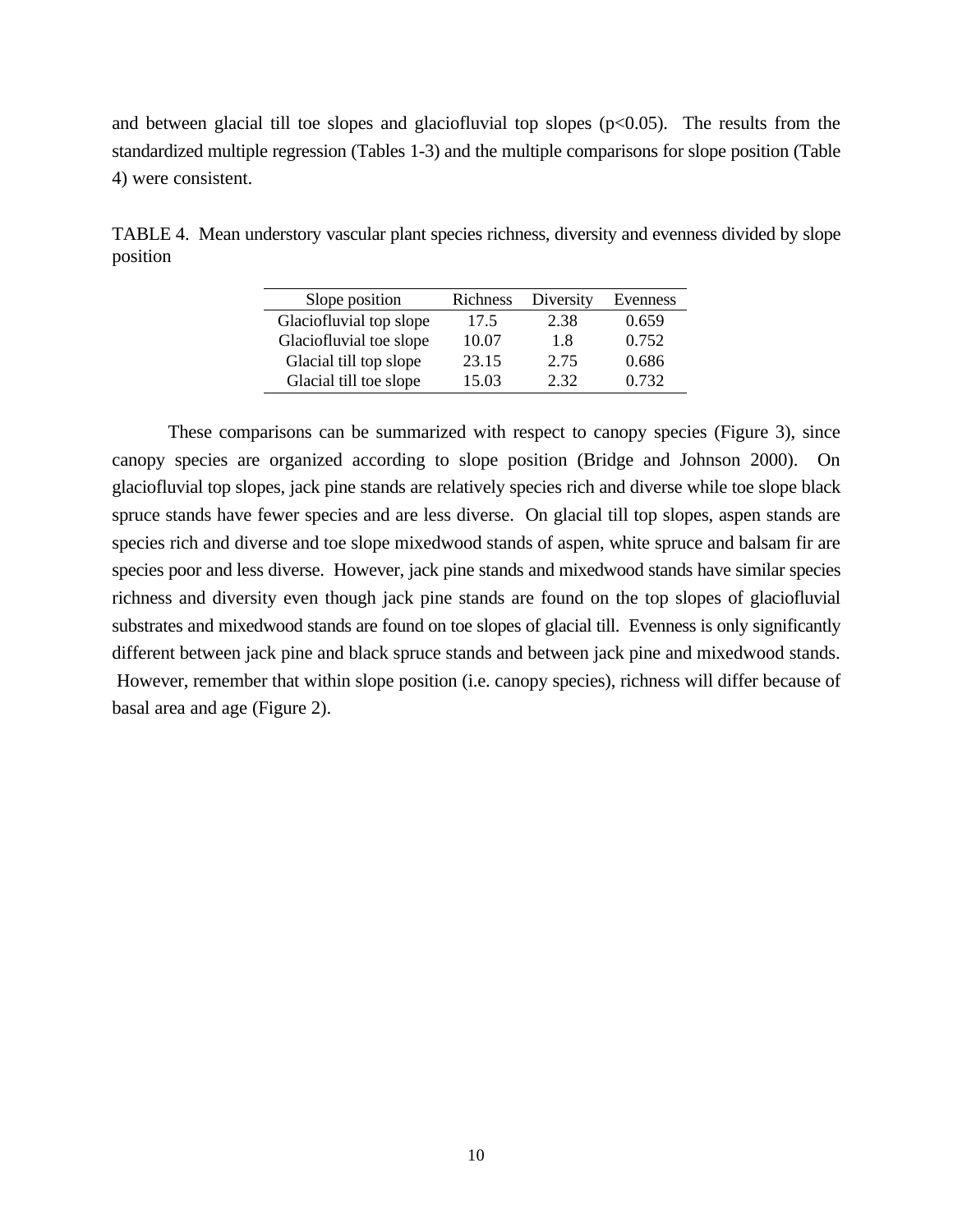and between glacial till toe slopes and glaciofluvial top slopes ($p<0.05$). The results from the standardized multiple regression (Tables 1-3) and the multiple comparisons for slope position (Table 4) were consistent.

TABLE 4. Mean understory vascular plant species richness, diversity and evenness divided by slope position

| Slope position | Richness | Diversity | Evenness |
|---|---|---|---|
| Glaciofluvial top slope | 17.5 | 2.38 | 0.659 |
| Glaciofluvial toe slope | 10.07 | 1.8 | 0.752 |
| Glacial till top slope | 23.15 | 2.75 | 0.686 |
| Glacial till toe slope | 15.03 | 2.32 | 0.732 |

These comparisons can be summarized with respect to canopy species (Figure 3), since canopy species are organized according to slope position (Bridge and Johnson 2000). On glaciofluvial top slopes, jack pine stands are relatively species rich and diverse while toe slope black spruce stands have fewer species and are less diverse. On glacial till top slopes, aspen stands are species rich and diverse and toe slope mixedwood stands of aspen, white spruce and balsam fir are species poor and less diverse. However, jack pine stands and mixedwood stands have similar species richness and diversity even though jack pine stands are found on the top slopes of glaciofluvial substrates and mixedwood stands are found on toe slopes of glacial till. Evenness is only significantly different between jack pine and black spruce stands and between jack pine and mixedwood stands. However, remember that within slope position (i.e. canopy species), richness will differ because of basal area and age (Figure 2).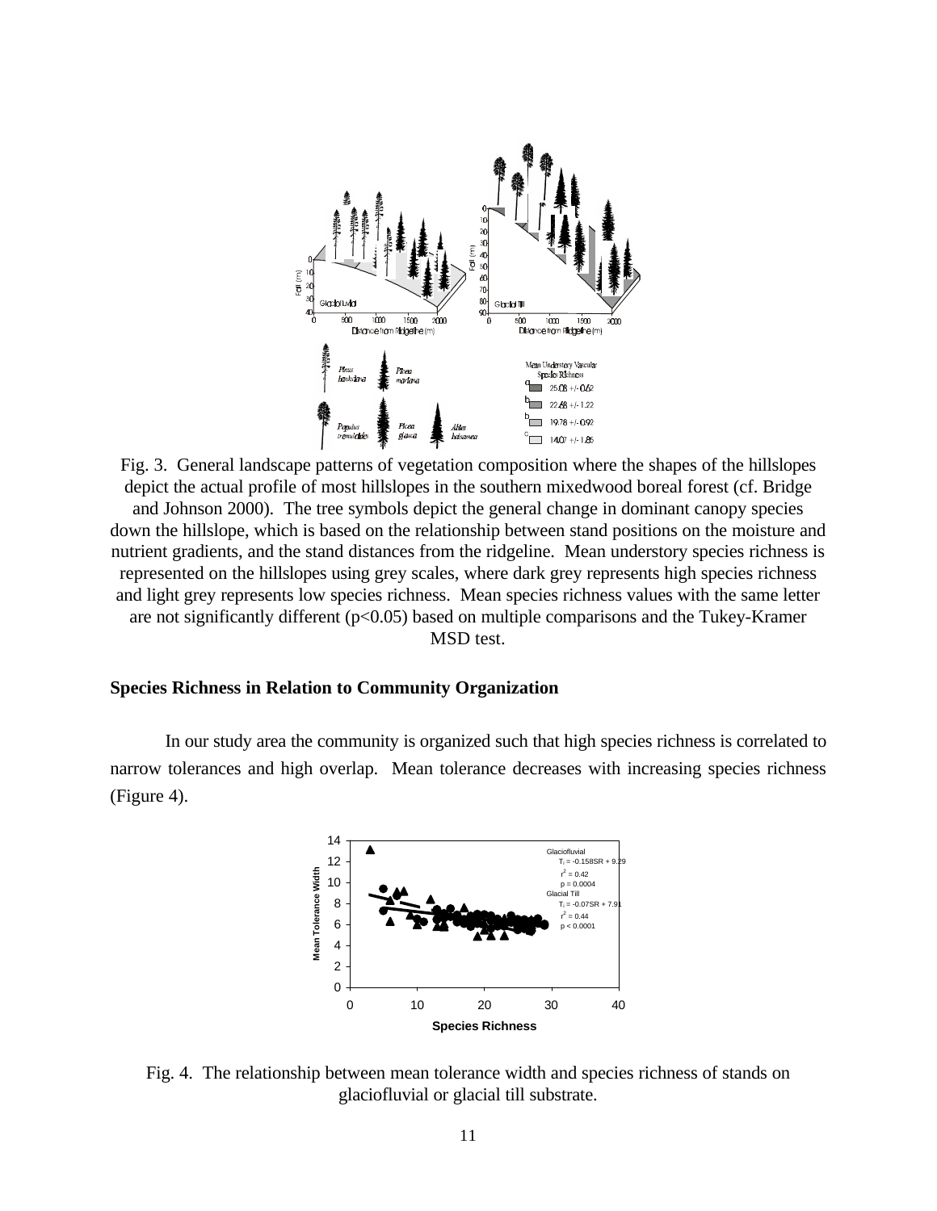Fig. 3. General landscape patterns of vegetation composition where the shapes of the hillslopes depict the actual profile of most hillslopes in the southern mixedwood boreal forest (cf. Bridge and Johnson 2000). The tree symbols depict the general change in dominant canopy species down the hillslope, which is based on the relationship between stand positions on the moisture and nutrient gradients, and the stand distances from the ridgeline. Mean understory species richness is represented on the hillslopes using grey scales, where dark grey represents high species richness and light grey represents low species richness. Mean species richness values with the same letter are not significantly different ($p<0.05$) based on multiple comparisons and the Tukey-Kramer MSD test.

**Species Richness in Relation to Community Organization**

In our study area the community is organized such that high species richness is correlated to narrow tolerances and high overlap. Mean tolerance decreases with increasing species richness (Figure 4).

Fig. 4. The relationship between mean tolerance width and species richness of stands on glaciofluvial or glacial till substrate.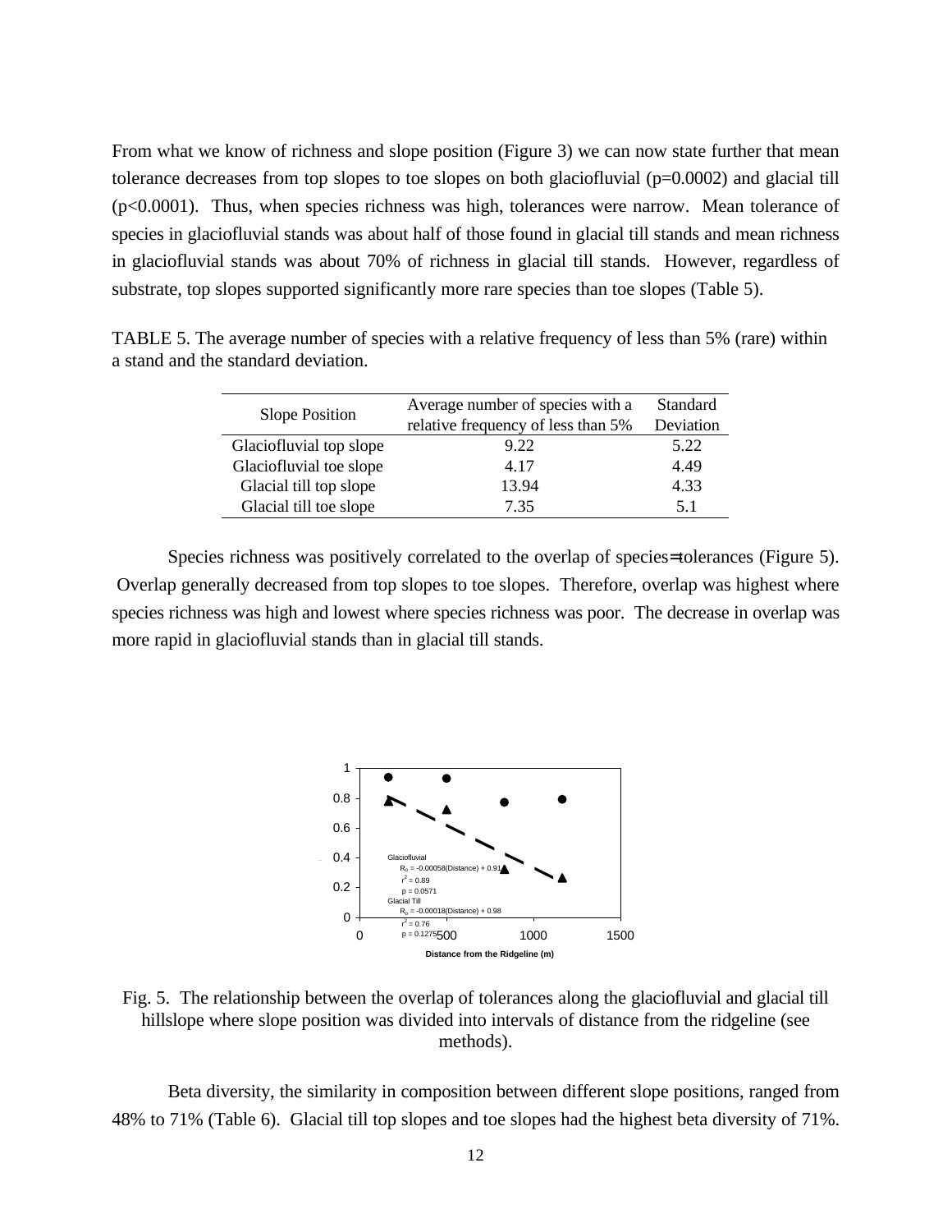From what we know of richness and slope position (Figure 3) we can now state further that mean tolerance decreases from top slopes to toe slopes on both glaciofluvial ($p=0.0002$) and glacial till ($p<0.0001$). Thus, when species richness was high, tolerances were narrow. Mean tolerance of species in glaciofluvial stands was about half of those found in glacial till stands and mean richness in glaciofluvial stands was about 70% of richness in glacial till stands. However, regardless of substrate, top slopes supported significantly more rare species than toe slopes (Table 5).

TABLE 5. The average number of species with a relative frequency of less than 5% (rare) within a stand and the standard deviation.

| Slope Position | Average number of species with a relative frequency of less than 5% | Standard Deviation |
|---|---|---|
| Glaciofluvial top slope | 9.22 | 5.22 |
| Glaciofluvial toe slope | 4.17 | 4.49 |
| Glacial till top slope | 13.94 | 4.33 |
| Glacial till toe slope | 7.35 | 5.1 |

Species richness was positively correlated to the overlap of species=tolerances (Figure 5). Overlap generally decreased from top slopes to toe slopes. Therefore, overlap was highest where species richness was high and lowest where species richness was poor. The decrease in overlap was more rapid in glaciofluvial stands than in glacial till stands.

Glaciofluvial
$R_0 = -0.00058(\text{Distance}) + 0.91$
$r^2 = 0.89$
$p = 0.0571$
Glacial Till
$R_0 = -0.00018(\text{Distance}) + 0.98$
$r^2 = 0.76$
$p = 0.1275$

Distance from the Ridgeline (m)

Fig. 5. The relationship between the overlap of tolerances along the glaciofluvial and glacial till hillslope where slope position was divided into intervals of distance from the ridgeline (see methods).

Beta diversity, the similarity in composition between different slope positions, ranged from 48% to 71% (Table 6). Glacial till top slopes and toe slopes had the highest beta diversity of 71%.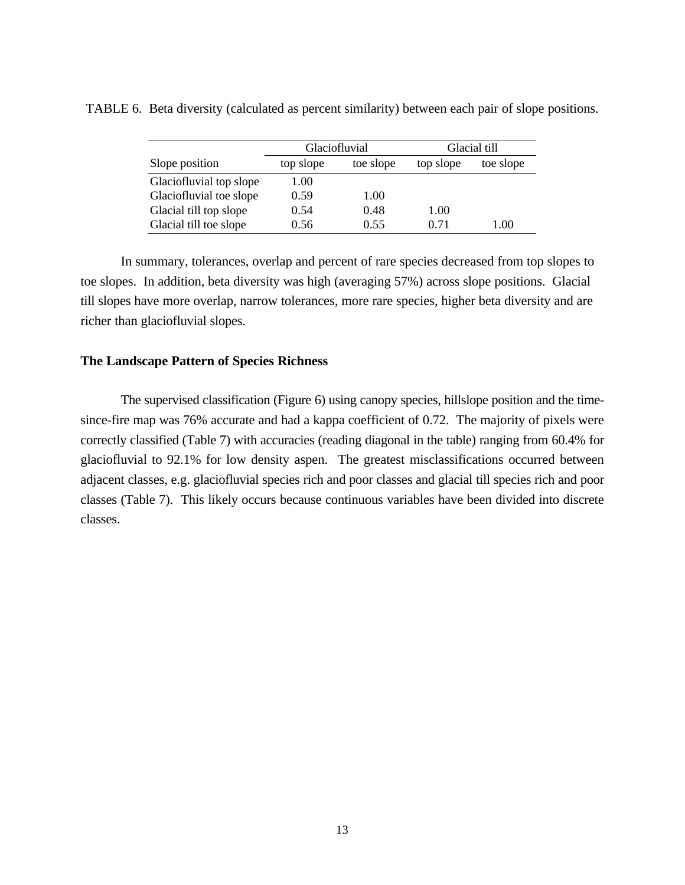TABLE 6. Beta diversity (calculated as percent similarity) between each pair of slope positions.

| | Glaciofluvial | | Glacial till | |
|---|---|---|---|---|
| Slope position | top slope | toe slope | top slope | toe slope |
| Glaciofluvial top slope | 1.00 | | | |
| Glaciofluvial toe slope | 0.59 | 1.00 | | |
| Glacial till top slope | 0.54 | 0.48 | 1.00 | |
| Glacial till toe slope | 0.56 | 0.55 | 0.71 | 1.00 |

In summary, tolerances, overlap and percent of rare species decreased from top slopes to toe slopes. In addition, beta diversity was high (averaging 57%) across slope positions. Glacial till slopes have more overlap, narrow tolerances, more rare species, higher beta diversity and are richer than glaciofluvial slopes.

**The Landscape Pattern of Species Richness**

The supervised classification (Figure 6) using canopy species, hillslope position and the time-since-fire map was 76% accurate and had a kappa coefficient of 0.72. The majority of pixels were correctly classified (Table 7) with accuracies (reading diagonal in the table) ranging from 60.4% for glaciofluvial to 92.1% for low density aspen. The greatest misclassifications occurred between adjacent classes, e.g. glaciofluvial species rich and poor classes and glacial till species rich and poor classes (Table 7). This likely occurs because continuous variables have been divided into discrete classes.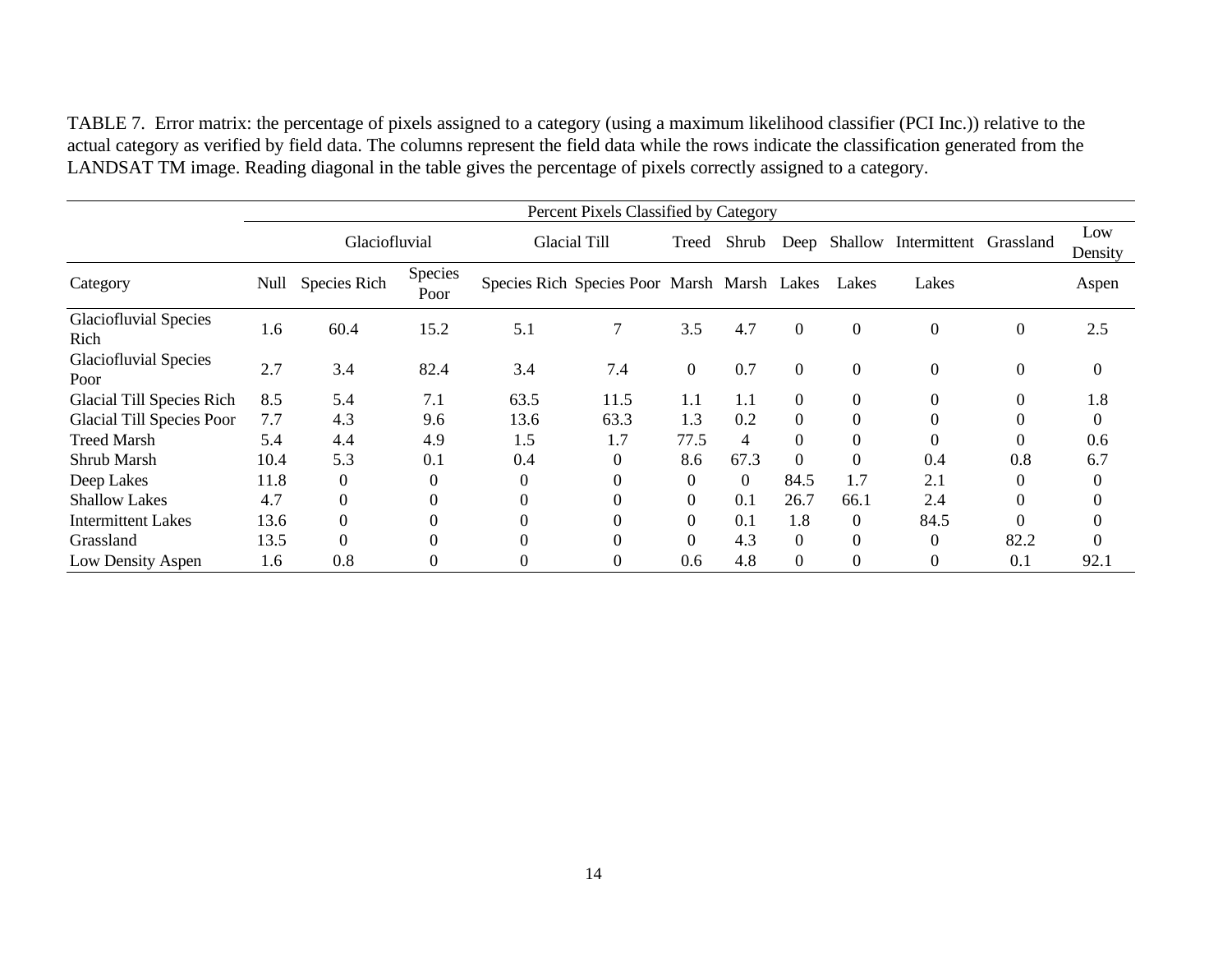TABLE 7. Error matrix: the percentage of pixels assigned to a category (using a maximum likelihood classifier (PCI Inc.)) relative to the actual category as verified by field data. The columns represent the field data while the rows indicate the classification generated from the LANDSAT TM image. Reading diagonal in the table gives the percentage of pixels correctly assigned to a category.

| | Percent Pixels Classified by Category | | | | | | | | | | | |
|---|---|---|---|---|---|---|---|---|---|---|---|---|
| | | Glaciofluvial | | Glacial Till | | Treed | Shrub | Deep | Shallow | Intermittent | Grassland | Low Density |
| Category | Null | Species Rich | Species Poor | Species Rich | Species Poor | Marsh | Marsh | Lakes | Lakes | Lakes | | Aspen |
| Glaciofluvial Species Rich | 1.6 | 60.4 | 15.2 | 5.1 | 7 | 3.5 | 4.7 | 0 | 0 | 0 | 0 | 2.5 |
| Glaciofluvial Species Poor | 2.7 | 3.4 | 82.4 | 3.4 | 7.4 | 0 | 0.7 | 0 | 0 | 0 | 0 | 0 |
| Glacial Till Species Rich | 8.5 | 5.4 | 7.1 | 63.5 | 11.5 | 1.1 | 1.1 | 0 | 0 | 0 | 0 | 1.8 |
| Glacial Till Species Poor | 7.7 | 4.3 | 9.6 | 13.6 | 63.3 | 1.3 | 0.2 | 0 | 0 | 0 | 0 | 0 |
| Treed Marsh | 5.4 | 4.4 | 4.9 | 1.5 | 1.7 | 77.5 | 4 | 0 | 0 | 0 | 0 | 0.6 |
| Shrub Marsh | 10.4 | 5.3 | 0.1 | 0.4 | 0 | 8.6 | 67.3 | 0 | 0 | 0.4 | 0.8 | 6.7 |
| Deep Lakes | 11.8 | 0 | 0 | 0 | 0 | 0 | 0 | 84.5 | 1.7 | 2.1 | 0 | 0 |
| Shallow Lakes | 4.7 | 0 | 0 | 0 | 0 | 0 | 0.1 | 26.7 | 66.1 | 2.4 | 0 | 0 |
| Intermittent Lakes | 13.6 | 0 | 0 | 0 | 0 | 0 | 0.1 | 1.8 | 0 | 84.5 | 0 | 0 |
| Grassland | 13.5 | 0 | 0 | 0 | 0 | 0 | 4.3 | 0 | 0 | 0 | 82.2 | 0 |
| Low Density Aspen | 1.6 | 0.8 | 0 | 0 | 0 | 0.6 | 4.8 | 0 | 0 | 0 | 0.1 | 92.1 |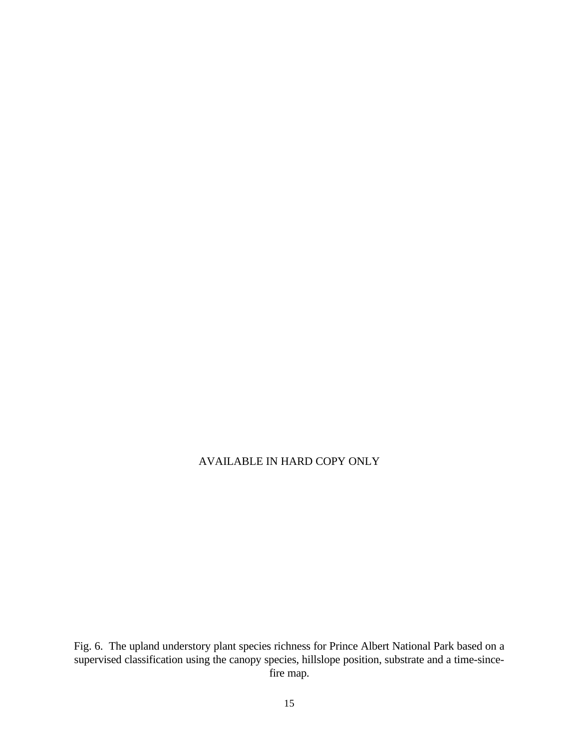AVAILABLE IN HARD COPY ONLY

Fig. 6. The upland understory plant species richness for Prince Albert National Park based on a supervised classification using the canopy species, hillslope position, substrate and a time-since-fire map.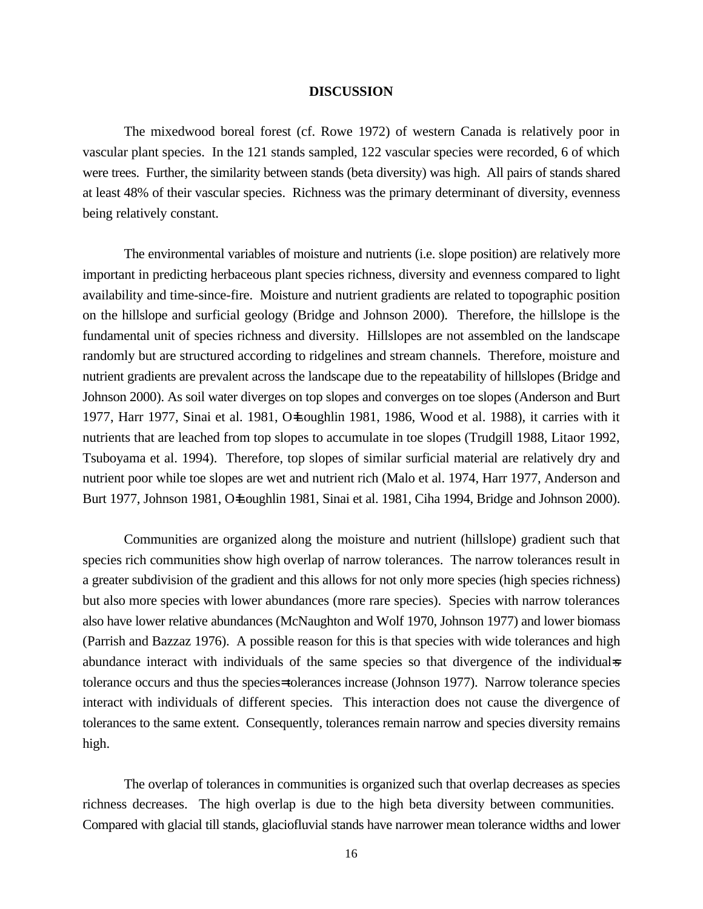## DISCUSSION

The mixedwood boreal forest (cf. Rowe 1972) of western Canada is relatively poor in vascular plant species. In the 121 stands sampled, 122 vascular species were recorded, 6 of which were trees. Further, the similarity between stands (beta diversity) was high. All pairs of stands shared at least 48% of their vascular species. Richness was the primary determinant of diversity, evenness being relatively constant.

The environmental variables of moisture and nutrients (i.e. slope position) are relatively more important in predicting herbaceous plant species richness, diversity and evenness compared to light availability and time-since-fire. Moisture and nutrient gradients are related to topographic position on the hillslope and surficial geology (Bridge and Johnson 2000). Therefore, the hillslope is the fundamental unit of species richness and diversity. Hillslopes are not assembled on the landscape randomly but are structured according to ridgelines and stream channels. Therefore, moisture and nutrient gradients are prevalent across the landscape due to the repeatability of hillslopes (Bridge and Johnson 2000). As soil water diverges on top slopes and converges on toe slopes (Anderson and Burt 1977, Harr 1977, Sinai et al. 1981, O=Loughlin 1981, 1986, Wood et al. 1988), it carries with it nutrients that are leached from top slopes to accumulate in toe slopes (Trudgill 1988, Litaor 1992, Tsuboyama et al. 1994). Therefore, top slopes of similar surficial material are relatively dry and nutrient poor while toe slopes are wet and nutrient rich (Malo et al. 1974, Harr 1977, Anderson and Burt 1977, Johnson 1981, O=Loughlin 1981, Sinai et al. 1981, Ciha 1994, Bridge and Johnson 2000).

Communities are organized along the moisture and nutrient (hillslope) gradient such that species rich communities show high overlap of narrow tolerances. The narrow tolerances result in a greater subdivision of the gradient and this allows for not only more species (high species richness) but also more species with lower abundances (more rare species). Species with narrow tolerances also have lower relative abundances (McNaughton and Wolf 1970, Johnson 1977) and lower biomass (Parrish and Bazzaz 1976). A possible reason for this is that species with wide tolerances and high abundance interact with individuals of the same species so that divergence of the individual=s tolerance occurs and thus the species= tolerances increase (Johnson 1977). Narrow tolerance species interact with individuals of different species. This interaction does not cause the divergence of tolerances to the same extent. Consequently, tolerances remain narrow and species diversity remains high.

The overlap of tolerances in communities is organized such that overlap decreases as species richness decreases. The high overlap is due to the high beta diversity between communities. Compared with glacial till stands, glaciofluvial stands have narrower mean tolerance widths and lower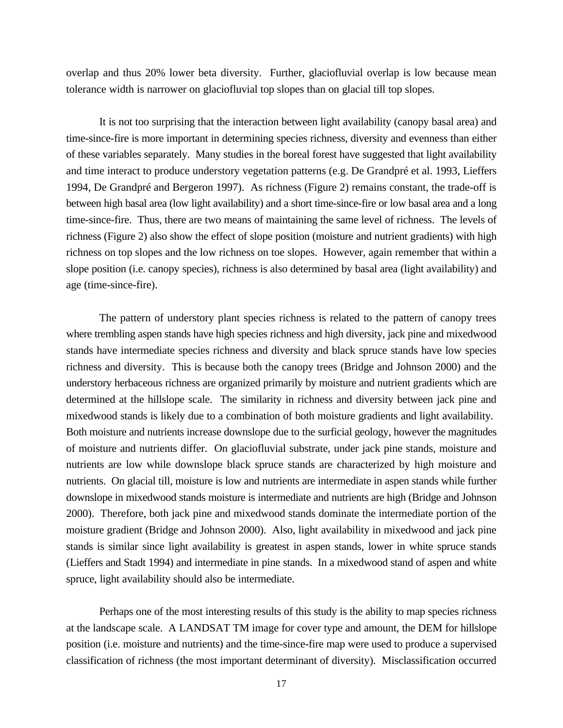overlap and thus 20% lower beta diversity. Further, glaciofluvial overlap is low because mean tolerance width is narrower on glaciofluvial top slopes than on glacial till top slopes.

It is not too surprising that the interaction between light availability (canopy basal area) and time-since-fire is more important in determining species richness, diversity and evenness than either of these variables separately. Many studies in the boreal forest have suggested that light availability and time interact to produce understory vegetation patterns (e.g. De Grandpré et al. 1993, Lieffers 1994, De Grandpré and Bergeron 1997). As richness (Figure 2) remains constant, the trade-off is between high basal area (low light availability) and a short time-since-fire or low basal area and a long time-since-fire. Thus, there are two means of maintaining the same level of richness. The levels of richness (Figure 2) also show the effect of slope position (moisture and nutrient gradients) with high richness on top slopes and the low richness on toe slopes. However, again remember that within a slope position (i.e. canopy species), richness is also determined by basal area (light availability) and age (time-since-fire).

The pattern of understory plant species richness is related to the pattern of canopy trees where trembling aspen stands have high species richness and high diversity, jack pine and mixedwood stands have intermediate species richness and diversity and black spruce stands have low species richness and diversity. This is because both the canopy trees (Bridge and Johnson 2000) and the understory herbaceous richness are organized primarily by moisture and nutrient gradients which are determined at the hillslope scale. The similarity in richness and diversity between jack pine and mixedwood stands is likely due to a combination of both moisture gradients and light availability. Both moisture and nutrients increase downslope due to the surficial geology, however the magnitudes of moisture and nutrients differ. On glaciofluvial substrate, under jack pine stands, moisture and nutrients are low while downslope black spruce stands are characterized by high moisture and nutrients. On glacial till, moisture is low and nutrients are intermediate in aspen stands while further downslope in mixedwood stands moisture is intermediate and nutrients are high (Bridge and Johnson 2000). Therefore, both jack pine and mixedwood stands dominate the intermediate portion of the moisture gradient (Bridge and Johnson 2000). Also, light availability in mixedwood and jack pine stands is similar since light availability is greatest in aspen stands, lower in white spruce stands (Lieffers and Stadt 1994) and intermediate in pine stands. In a mixedwood stand of aspen and white spruce, light availability should also be intermediate.

Perhaps one of the most interesting results of this study is the ability to map species richness at the landscape scale. A LANDSAT TM image for cover type and amount, the DEM for hillslope position (i.e. moisture and nutrients) and the time-since-fire map were used to produce a supervised classification of richness (the most important determinant of diversity). Misclassification occurred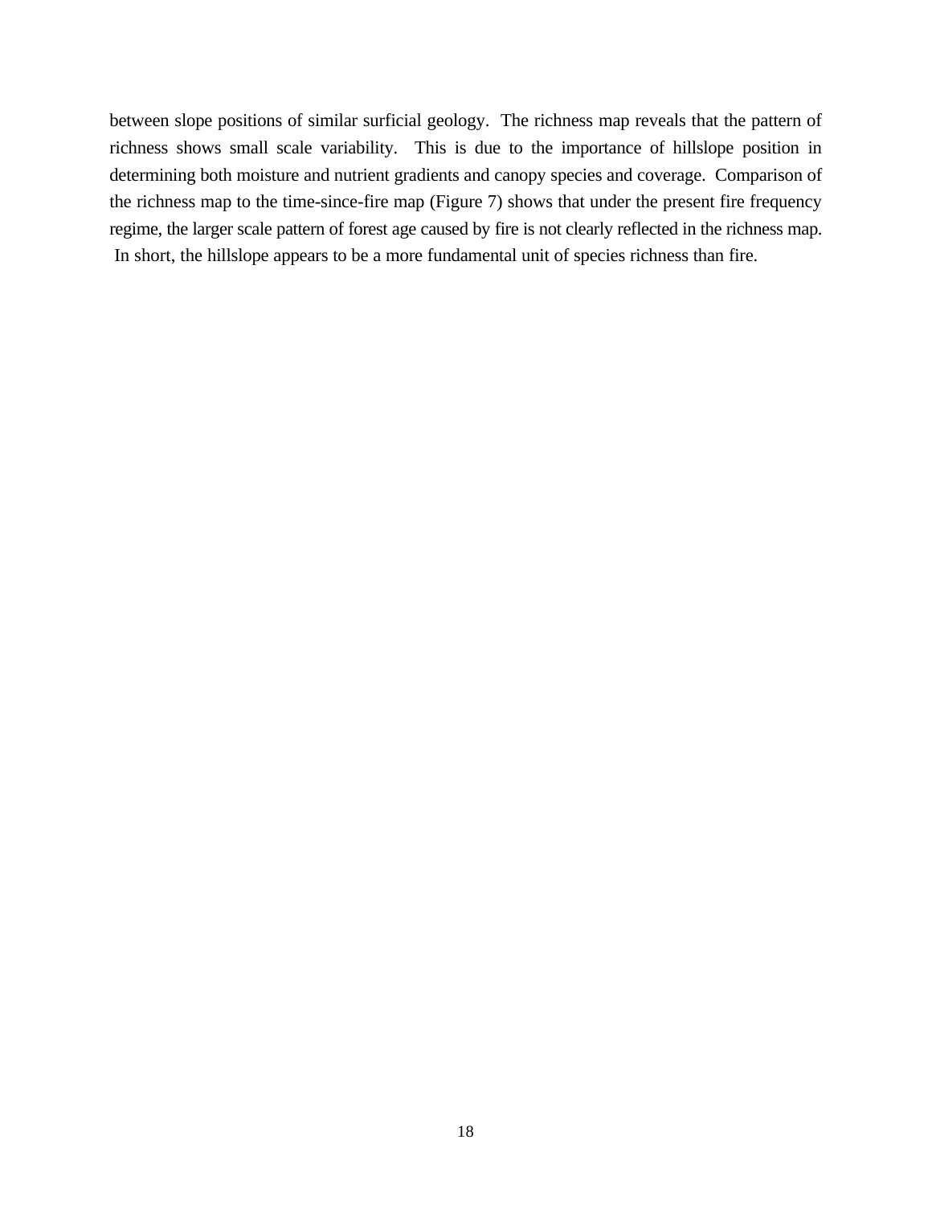between slope positions of similar surficial geology. The richness map reveals that the pattern of richness shows small scale variability. This is due to the importance of hillslope position in determining both moisture and nutrient gradients and canopy species and coverage. Comparison of the richness map to the time-since-fire map (Figure 7) shows that under the present fire frequency regime, the larger scale pattern of forest age caused by fire is not clearly reflected in the richness map. In short, the hillslope appears to be a more fundamental unit of species richness than fire.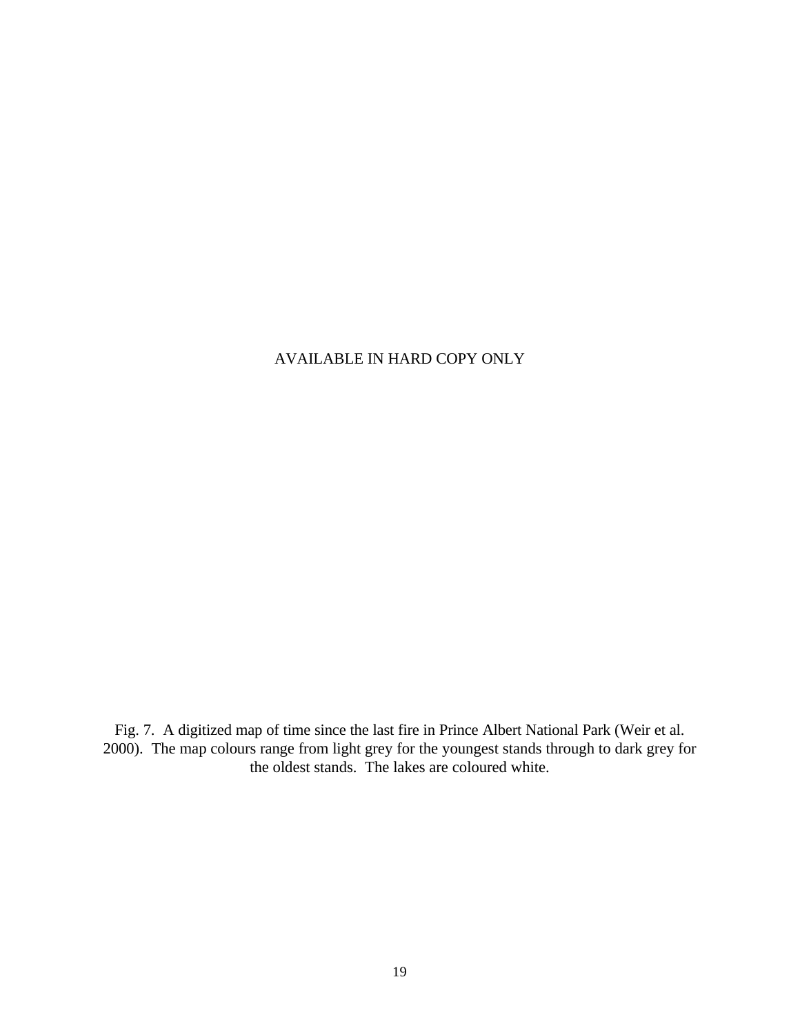AVAILABLE IN HARD COPY ONLY

Fig. 7. A digitized map of time since the last fire in Prince Albert National Park (Weir et al. 2000). The map colours range from light grey for the youngest stands through to dark grey for the oldest stands. The lakes are coloured white.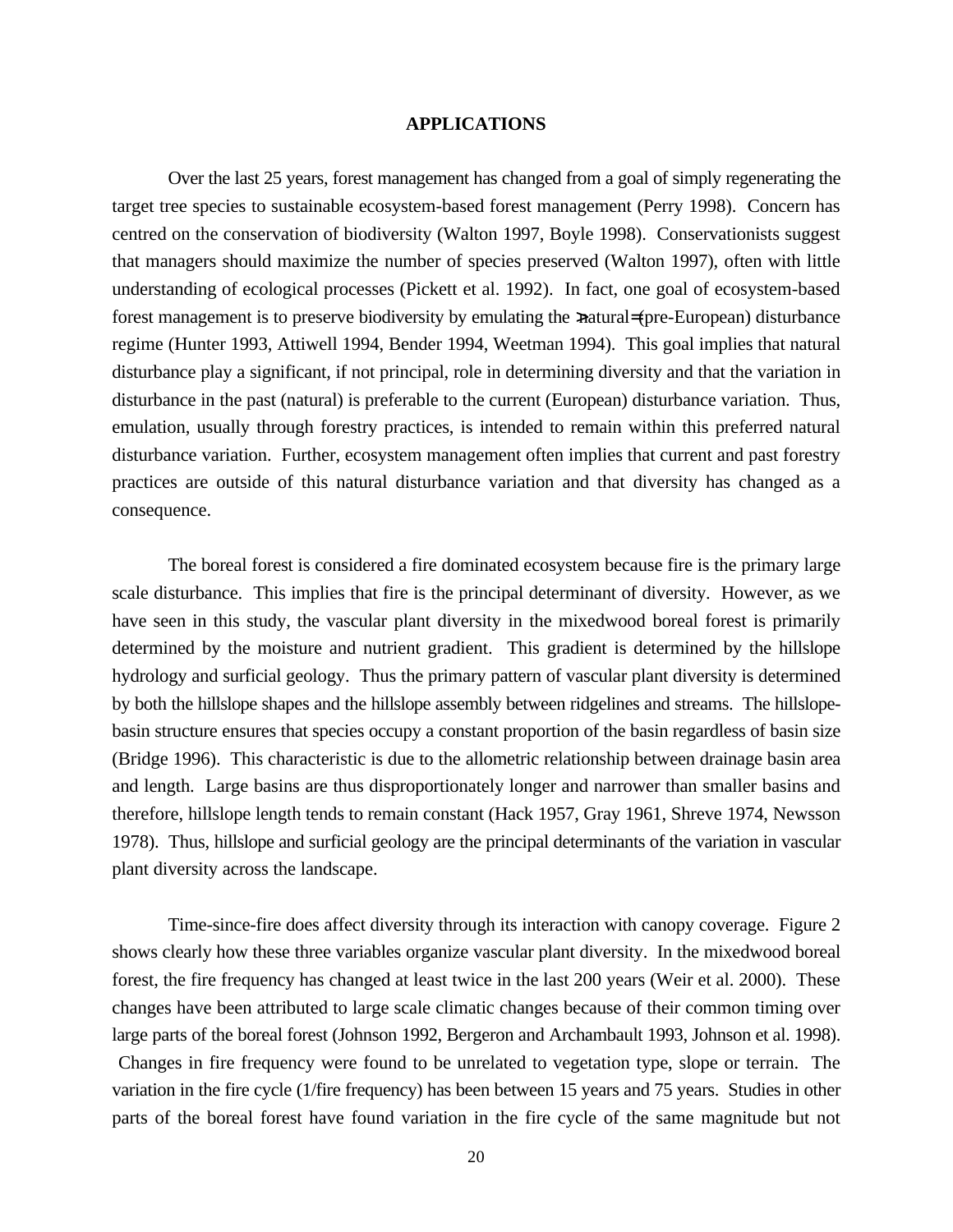## APPLICATIONS

Over the last 25 years, forest management has changed from a goal of simply regenerating the target tree species to sustainable ecosystem-based forest management (Perry 1998). Concern has centred on the conservation of biodiversity (Walton 1997, Boyle 1998). Conservationists suggest that managers should maximize the number of species preserved (Walton 1997), often with little understanding of ecological processes (Pickett et al. 1992). In fact, one goal of ecosystem-based forest management is to preserve biodiversity by emulating the >natural= (pre-European) disturbance regime (Hunter 1993, Attiwell 1994, Bender 1994, Weetman 1994). This goal implies that natural disturbance play a significant, if not principal, role in determining diversity and that the variation in disturbance in the past (natural) is preferable to the current (European) disturbance variation. Thus, emulation, usually through forestry practices, is intended to remain within this preferred natural disturbance variation. Further, ecosystem management often implies that current and past forestry practices are outside of this natural disturbance variation and that diversity has changed as a consequence.

The boreal forest is considered a fire dominated ecosystem because fire is the primary large scale disturbance. This implies that fire is the principal determinant of diversity. However, as we have seen in this study, the vascular plant diversity in the mixedwood boreal forest is primarily determined by the moisture and nutrient gradient. This gradient is determined by the hillslope hydrology and surficial geology. Thus the primary pattern of vascular plant diversity is determined by both the hillslope shapes and the hillslope assembly between ridgelines and streams. The hillslope-basin structure ensures that species occupy a constant proportion of the basin regardless of basin size (Bridge 1996). This characteristic is due to the allometric relationship between drainage basin area and length. Large basins are thus disproportionately longer and narrower than smaller basins and therefore, hillslope length tends to remain constant (Hack 1957, Gray 1961, Shreve 1974, Newsson 1978). Thus, hillslope and surficial geology are the principal determinants of the variation in vascular plant diversity across the landscape.

Time-since-fire does affect diversity through its interaction with canopy coverage. Figure 2 shows clearly how these three variables organize vascular plant diversity. In the mixedwood boreal forest, the fire frequency has changed at least twice in the last 200 years (Weir et al. 2000). These changes have been attributed to large scale climatic changes because of their common timing over large parts of the boreal forest (Johnson 1992, Bergeron and Archambault 1993, Johnson et al. 1998). Changes in fire frequency were found to be unrelated to vegetation type, slope or terrain. The variation in the fire cycle (1/fire frequency) has been between 15 years and 75 years. Studies in other parts of the boreal forest have found variation in the fire cycle of the same magnitude but not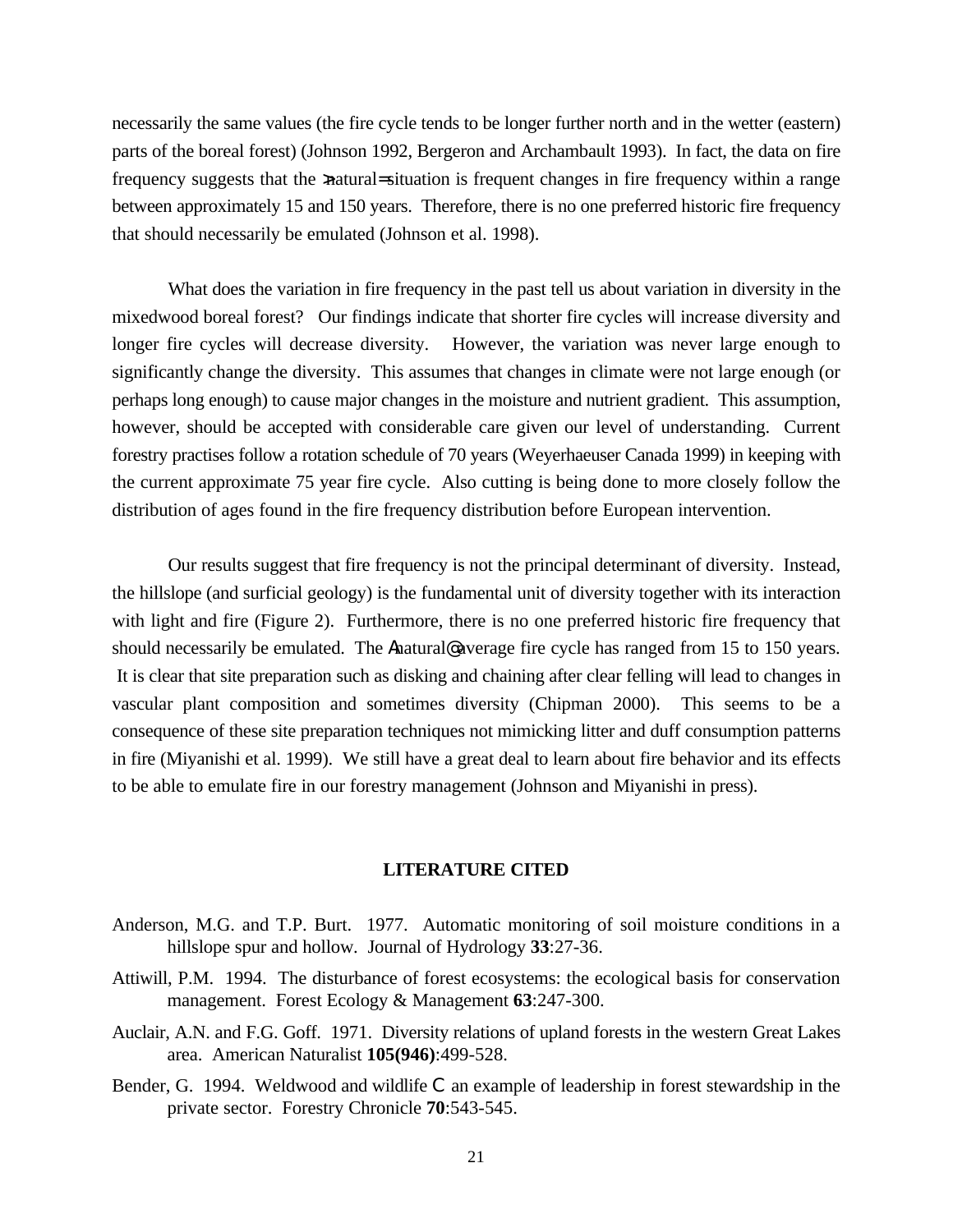necessarily the same values (the fire cycle tends to be longer further north and in the wetter (eastern) parts of the boreal forest) (Johnson 1992, Bergeron and Archambault 1993). In fact, the data on fire frequency suggests that the >natural= situation is frequent changes in fire frequency within a range between approximately 15 and 150 years. Therefore, there is no one preferred historic fire frequency that should necessarily be emulated (Johnson et al. 1998).

What does the variation in fire frequency in the past tell us about variation in diversity in the mixedwood boreal forest? Our findings indicate that shorter fire cycles will increase diversity and longer fire cycles will decrease diversity. However, the variation was never large enough to significantly change the diversity. This assumes that changes in climate were not large enough (or perhaps long enough) to cause major changes in the moisture and nutrient gradient. This assumption, however, should be accepted with considerable care given our level of understanding. Current forestry practises follow a rotation schedule of 70 years (Weyerhaeuser Canada 1999) in keeping with the current approximate 75 year fire cycle. Also cutting is being done to more closely follow the distribution of ages found in the fire frequency distribution before European intervention.

Our results suggest that fire frequency is not the principal determinant of diversity. Instead, the hillslope (and surficial geology) is the fundamental unit of diversity together with its interaction with light and fire (Figure 2). Furthermore, there is no one preferred historic fire frequency that should necessarily be emulated. The Anatural@ average fire cycle has ranged from 15 to 150 years. It is clear that site preparation such as disking and chaining after clear felling will lead to changes in vascular plant composition and sometimes diversity (Chipman 2000). This seems to be a consequence of these site preparation techniques not mimicking litter and duff consumption patterns in fire (Miyanishi et al. 1999). We still have a great deal to learn about fire behavior and its effects to be able to emulate fire in our forestry management (Johnson and Miyanishi in press).

## LITERATURE CITED

Anderson, M.G. and T.P. Burt. 1977. Automatic monitoring of soil moisture conditions in a hillslope spur and hollow. Journal of Hydrology **33**:27-36.

Attiwill, P.M. 1994. The disturbance of forest ecosystems: the ecological basis for conservation management. Forest Ecology & Management **63**:247-300.

Auclair, A.N. and F.G. Goff. 1971. Diversity relations of upland forests in the western Great Lakes area. American Naturalist **105(946)**:499-528.

Bender, G. 1994. Weldwood and wildlife C an example of leadership in forest stewardship in the private sector. Forestry Chronicle **70**:543-545.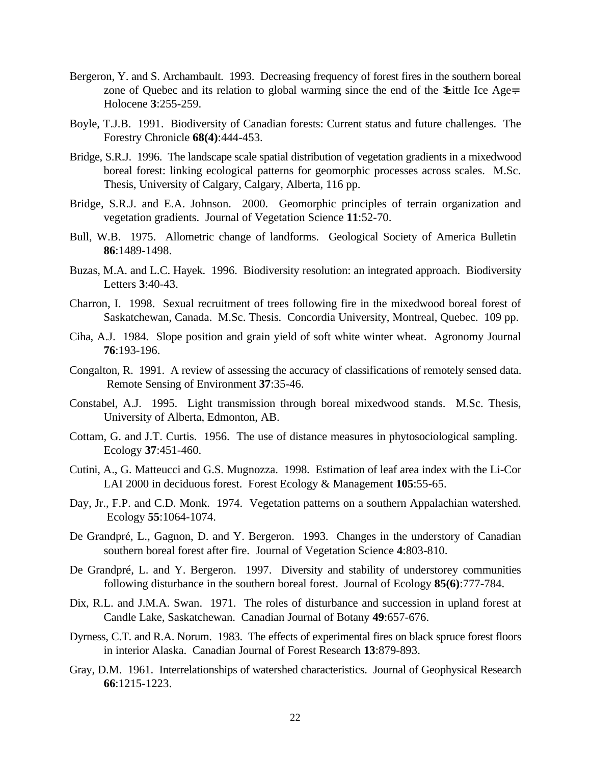Bergeron, Y. and S. Archambault. 1993. Decreasing frequency of forest fires in the southern boreal zone of Quebec and its relation to global warming since the end of the ≥Little Ice Age≕. Holocene **3**:255-259.

Boyle, T.J.B. 1991. Biodiversity of Canadian forests: Current status and future challenges. The Forestry Chronicle **68(4)**:444-453.

Bridge, S.R.J. 1996. The landscape scale spatial distribution of vegetation gradients in a mixedwood boreal forest: linking ecological patterns for geomorphic processes across scales. M.Sc. Thesis, University of Calgary, Calgary, Alberta, 116 pp.

Bridge, S.R.J. and E.A. Johnson. 2000. Geomorphic principles of terrain organization and vegetation gradients. Journal of Vegetation Science **11**:52-70.

Bull, W.B. 1975. Allometric change of landforms. Geological Society of America Bulletin **86**:1489-1498.

Buzas, M.A. and L.C. Hayek. 1996. Biodiversity resolution: an integrated approach. Biodiversity Letters **3**:40-43.

Charron, I. 1998. Sexual recruitment of trees following fire in the mixedwood boreal forest of Saskatchewan, Canada. M.Sc. Thesis. Concordia University, Montreal, Quebec. 109 pp.

Ciha, A.J. 1984. Slope position and grain yield of soft white winter wheat. Agronomy Journal **76**:193-196.

Congalton, R. 1991. A review of assessing the accuracy of classifications of remotely sensed data. Remote Sensing of Environment **37**:35-46.

Constabel, A.J. 1995. Light transmission through boreal mixedwood stands. M.Sc. Thesis, University of Alberta, Edmonton, AB.

Cottam, G. and J.T. Curtis. 1956. The use of distance measures in phytosociological sampling. Ecology **37**:451-460.

Cutini, A., G. Matteucci and G.S. Mugnozza. 1998. Estimation of leaf area index with the Li-Cor LAI 2000 in deciduous forest. Forest Ecology & Management **105**:55-65.

Day, Jr., F.P. and C.D. Monk. 1974. Vegetation patterns on a southern Appalachian watershed. Ecology **55**:1064-1074.

De Grandpré, L., Gagnon, D. and Y. Bergeron. 1993. Changes in the understory of Canadian southern boreal forest after fire. Journal of Vegetation Science **4**:803-810.

De Grandpré, L. and Y. Bergeron. 1997. Diversity and stability of understorey communities following disturbance in the southern boreal forest. Journal of Ecology **85(6)**:777-784.

Dix, R.L. and J.M.A. Swan. 1971. The roles of disturbance and succession in upland forest at Candle Lake, Saskatchewan. Canadian Journal of Botany **49**:657-676.

Dyrness, C.T. and R.A. Norum. 1983. The effects of experimental fires on black spruce forest floors in interior Alaska. Canadian Journal of Forest Research **13**:879-893.

Gray, D.M. 1961. Interrelationships of watershed characteristics. Journal of Geophysical Research **66**:1215-1223.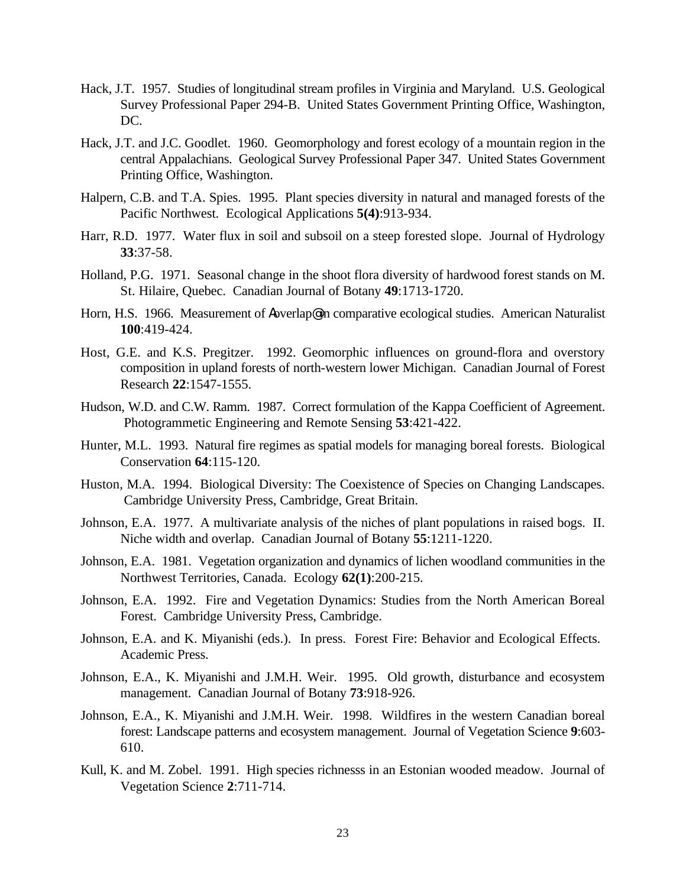Hack, J.T. 1957. Studies of longitudinal stream profiles in Virginia and Maryland. U.S. Geological Survey Professional Paper 294-B. United States Government Printing Office, Washington, DC.

Hack, J.T. and J.C. Goodlet. 1960. Geomorphology and forest ecology of a mountain region in the central Appalachians. Geological Survey Professional Paper 347. United States Government Printing Office, Washington.

Halpern, C.B. and T.A. Spies. 1995. Plant species diversity in natural and managed forests of the Pacific Northwest. Ecological Applications **5(4)**:913-934.

Harr, R.D. 1977. Water flux in soil and subsoil on a steep forested slope. Journal of Hydrology **33**:37-58.

Holland, P.G. 1971. Seasonal change in the shoot flora diversity of hardwood forest stands on M. St. Hilaire, Quebec. Canadian Journal of Botany **49**:1713-1720.

Horn, H.S. 1966. Measurement of Aoverlap@ in comparative ecological studies. American Naturalist **100**:419-424.

Host, G.E. and K.S. Pregitzer. 1992. Geomorphic influences on ground-flora and overstory composition in upland forests of north-western lower Michigan. Canadian Journal of Forest Research **22**:1547-1555.

Hudson, W.D. and C.W. Ramm. 1987. Correct formulation of the Kappa Coefficient of Agreement. Photogrammetic Engineering and Remote Sensing **53**:421-422.

Hunter, M.L. 1993. Natural fire regimes as spatial models for managing boreal forests. Biological Conservation **64**:115-120.

Huston, M.A. 1994. Biological Diversity: The Coexistence of Species on Changing Landscapes. Cambridge University Press, Cambridge, Great Britain.

Johnson, E.A. 1977. A multivariate analysis of the niches of plant populations in raised bogs. II. Niche width and overlap. Canadian Journal of Botany **55**:1211-1220.

Johnson, E.A. 1981. Vegetation organization and dynamics of lichen woodland communities in the Northwest Territories, Canada. Ecology **62(1)**:200-215.

Johnson, E.A. 1992. Fire and Vegetation Dynamics: Studies from the North American Boreal Forest. Cambridge University Press, Cambridge.

Johnson, E.A. and K. Miyanishi (eds.). In press. Forest Fire: Behavior and Ecological Effects. Academic Press.

Johnson, E.A., K. Miyanishi and J.M.H. Weir. 1995. Old growth, disturbance and ecosystem management. Canadian Journal of Botany **73**:918-926.

Johnson, E.A., K. Miyanishi and J.M.H. Weir. 1998. Wildfires in the western Canadian boreal forest: Landscape patterns and ecosystem management. Journal of Vegetation Science **9**:603-610.

Kull, K. and M. Zobel. 1991. High species richnesss in an Estonian wooded meadow. Journal of Vegetation Science **2**:711-714.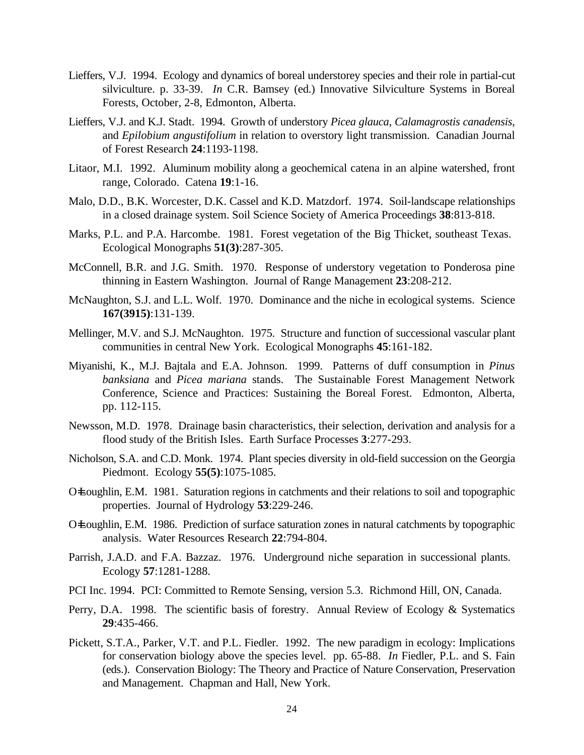Lieffers, V.J. 1994. Ecology and dynamics of boreal understorey species and their role in partial-cut silviculture. p. 33-39. *In* C.R. Bamsey (ed.) Innovative Silviculture Systems in Boreal Forests, October, 2-8, Edmonton, Alberta.

Lieffers, V.J. and K.J. Stadt. 1994. Growth of understory *Picea glauca*, *Calamagrostis canadensis*, and *Epilobium angustifolium* in relation to overstory light transmission. Canadian Journal of Forest Research **24**:1193-1198.

Litaor, M.I. 1992. Aluminum mobility along a geochemical catena in an alpine watershed, front range, Colorado. Catena **19**:1-16.

Malo, D.D., B.K. Worcester, D.K. Cassel and K.D. Matzdorf. 1974. Soil-landscape relationships in a closed drainage system. Soil Science Society of America Proceedings **38**:813-818.

Marks, P.L. and P.A. Harcombe. 1981. Forest vegetation of the Big Thicket, southeast Texas. Ecological Monographs **51(3)**:287-305.

McConnell, B.R. and J.G. Smith. 1970. Response of understory vegetation to Ponderosa pine thinning in Eastern Washington. Journal of Range Management **23**:208-212.

McNaughton, S.J. and L.L. Wolf. 1970. Dominance and the niche in ecological systems. Science **167(3915)**:131-139.

Mellinger, M.V. and S.J. McNaughton. 1975. Structure and function of successional vascular plant communities in central New York. Ecological Monographs **45**:161-182.

Miyanishi, K., M.J. Bajtala and E.A. Johnson. 1999. Patterns of duff consumption in *Pinus banksiana* and *Picea mariana* stands. The Sustainable Forest Management Network Conference, Science and Practices: Sustaining the Boreal Forest. Edmonton, Alberta, pp. 112-115.

Newsson, M.D. 1978. Drainage basin characteristics, their selection, derivation and analysis for a flood study of the British Isles. Earth Surface Processes **3**:277-293.

Nicholson, S.A. and C.D. Monk. 1974. Plant species diversity in old-field succession on the Georgia Piedmont. Ecology **55(5)**:1075-1085.

O±Loughlin, E.M. 1981. Saturation regions in catchments and their relations to soil and topographic properties. Journal of Hydrology **53**:229-246.

O±Loughlin, E.M. 1986. Prediction of surface saturation zones in natural catchments by topographic analysis. Water Resources Research **22**:794-804.

Parrish, J.A.D. and F.A. Bazzaz. 1976. Underground niche separation in successional plants. Ecology **57**:1281-1288.

PCI Inc. 1994. PCI: Committed to Remote Sensing, version 5.3. Richmond Hill, ON, Canada.

Perry, D.A. 1998. The scientific basis of forestry. Annual Review of Ecology & Systematics **29**:435-466.

Pickett, S.T.A., Parker, V.T. and P.L. Fiedler. 1992. The new paradigm in ecology: Implications for conservation biology above the species level. pp. 65-88. *In* Fiedler, P.L. and S. Fain (eds.). Conservation Biology: The Theory and Practice of Nature Conservation, Preservation and Management. Chapman and Hall, New York.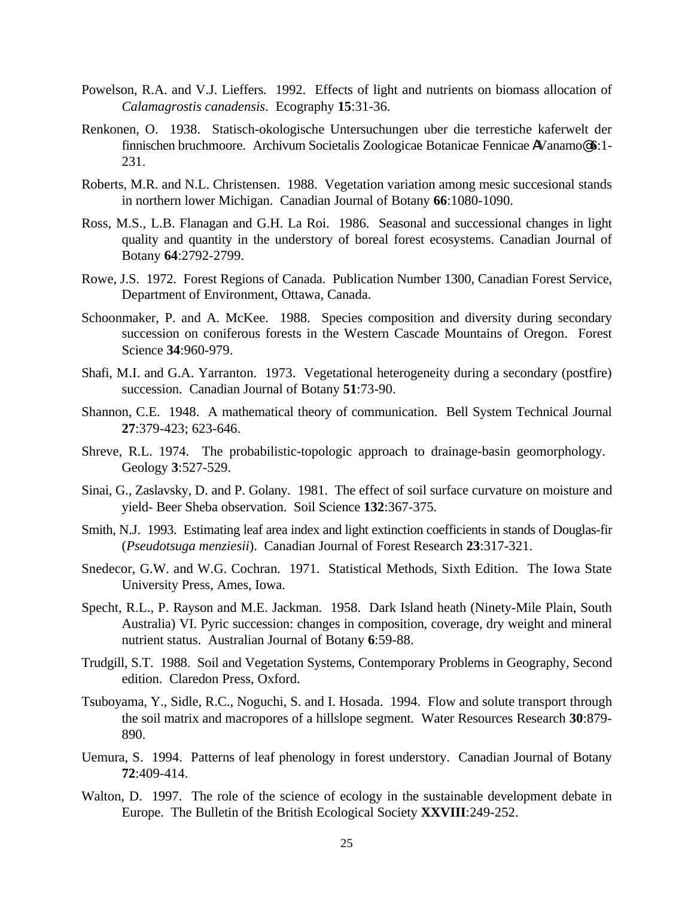Powelson, R.A. and V.J. Lieffers. 1992. Effects of light and nutrients on biomass allocation of *Calamagrostis canadensis*. Ecography **15**:31-36.

Renkonen, O. 1938. Statisch-okologische Untersuchungen uber die terrestiche kaferwelt der finnischen bruchmoore. Archivum Societalis Zoologicae Botanicae Fennicae AVanamo@ **6**:1-231.

Roberts, M.R. and N.L. Christensen. 1988. Vegetation variation among mesic succesional stands in northern lower Michigan. Canadian Journal of Botany **66**:1080-1090.

Ross, M.S., L.B. Flanagan and G.H. La Roi. 1986. Seasonal and successional changes in light quality and quantity in the understory of boreal forest ecosystems. Canadian Journal of Botany **64**:2792-2799.

Rowe, J.S. 1972. Forest Regions of Canada. Publication Number 1300, Canadian Forest Service, Department of Environment, Ottawa, Canada.

Schoonmaker, P. and A. McKee. 1988. Species composition and diversity during secondary succession on coniferous forests in the Western Cascade Mountains of Oregon. Forest Science **34**:960-979.

Shafi, M.I. and G.A. Yarranton. 1973. Vegetational heterogeneity during a secondary (postfire) succession. Canadian Journal of Botany **51**:73-90.

Shannon, C.E. 1948. A mathematical theory of communication. Bell System Technical Journal **27**:379-423; 623-646.

Shreve, R.L. 1974. The probabilistic-topologic approach to drainage-basin geomorphology. Geology **3**:527-529.

Sinai, G., Zaslavsky, D. and P. Golany. 1981. The effect of soil surface curvature on moisture and yield- Beer Sheba observation. Soil Science **132**:367-375.

Smith, N.J. 1993. Estimating leaf area index and light extinction coefficients in stands of Douglas-fir (*Pseudotsuga menziesii*). Canadian Journal of Forest Research **23**:317-321.

Snedecor, G.W. and W.G. Cochran. 1971. Statistical Methods, Sixth Edition. The Iowa State University Press, Ames, Iowa.

Specht, R.L., P. Rayson and M.E. Jackman. 1958. Dark Island heath (Ninety-Mile Plain, South Australia) VI. Pyric succession: changes in composition, coverage, dry weight and mineral nutrient status. Australian Journal of Botany **6**:59-88.

Trudgill, S.T. 1988. Soil and Vegetation Systems, Contemporary Problems in Geography, Second edition. Claredon Press, Oxford.

Tsuboyama, Y., Sidle, R.C., Noguchi, S. and I. Hosada. 1994. Flow and solute transport through the soil matrix and macropores of a hillslope segment. Water Resources Research **30**:879-890.

Uemura, S. 1994. Patterns of leaf phenology in forest understory. Canadian Journal of Botany **72**:409-414.

Walton, D. 1997. The role of the science of ecology in the sustainable development debate in Europe. The Bulletin of the British Ecological Society **XXVIII**:249-252.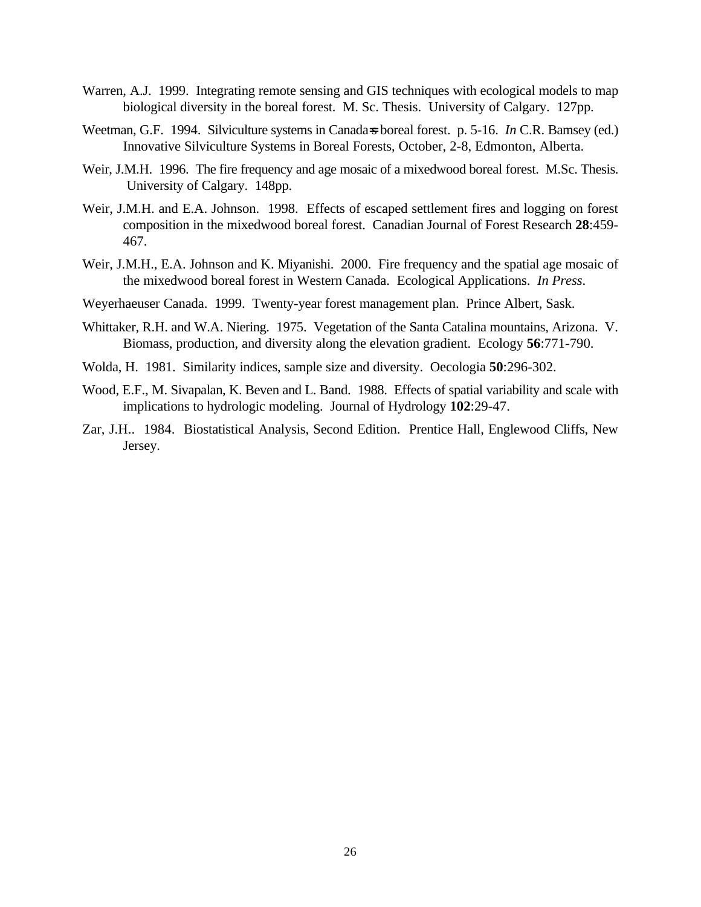Warren, A.J. 1999. Integrating remote sensing and GIS techniques with ecological models to map biological diversity in the boreal forest. M. Sc. Thesis. University of Calgary. 127pp.

Weetman, G.F. 1994. Silviculture systems in Canada=s boreal forest. p. 5-16. *In* C.R. Bamsey (ed.) Innovative Silviculture Systems in Boreal Forests, October, 2-8, Edmonton, Alberta.

Weir, J.M.H. 1996. The fire frequency and age mosaic of a mixedwood boreal forest. M.Sc. Thesis. University of Calgary. 148pp.

Weir, J.M.H. and E.A. Johnson. 1998. Effects of escaped settlement fires and logging on forest composition in the mixedwood boreal forest. Canadian Journal of Forest Research **28**:459-467.

Weir, J.M.H., E.A. Johnson and K. Miyanishi. 2000. Fire frequency and the spatial age mosaic of the mixedwood boreal forest in Western Canada. Ecological Applications. *In Press*.

Weyerhaeuser Canada. 1999. Twenty-year forest management plan. Prince Albert, Sask.

Whittaker, R.H. and W.A. Niering. 1975. Vegetation of the Santa Catalina mountains, Arizona. V. Biomass, production, and diversity along the elevation gradient. Ecology **56**:771-790.

Wolda, H. 1981. Similarity indices, sample size and diversity. Oecologia **50**:296-302.

Wood, E.F., M. Sivapalan, K. Beven and L. Band. 1988. Effects of spatial variability and scale with implications to hydrologic modeling. Journal of Hydrology **102**:29-47.

Zar, J.H.. 1984. Biostatistical Analysis, Second Edition. Prentice Hall, Englewood Cliffs, New Jersey.